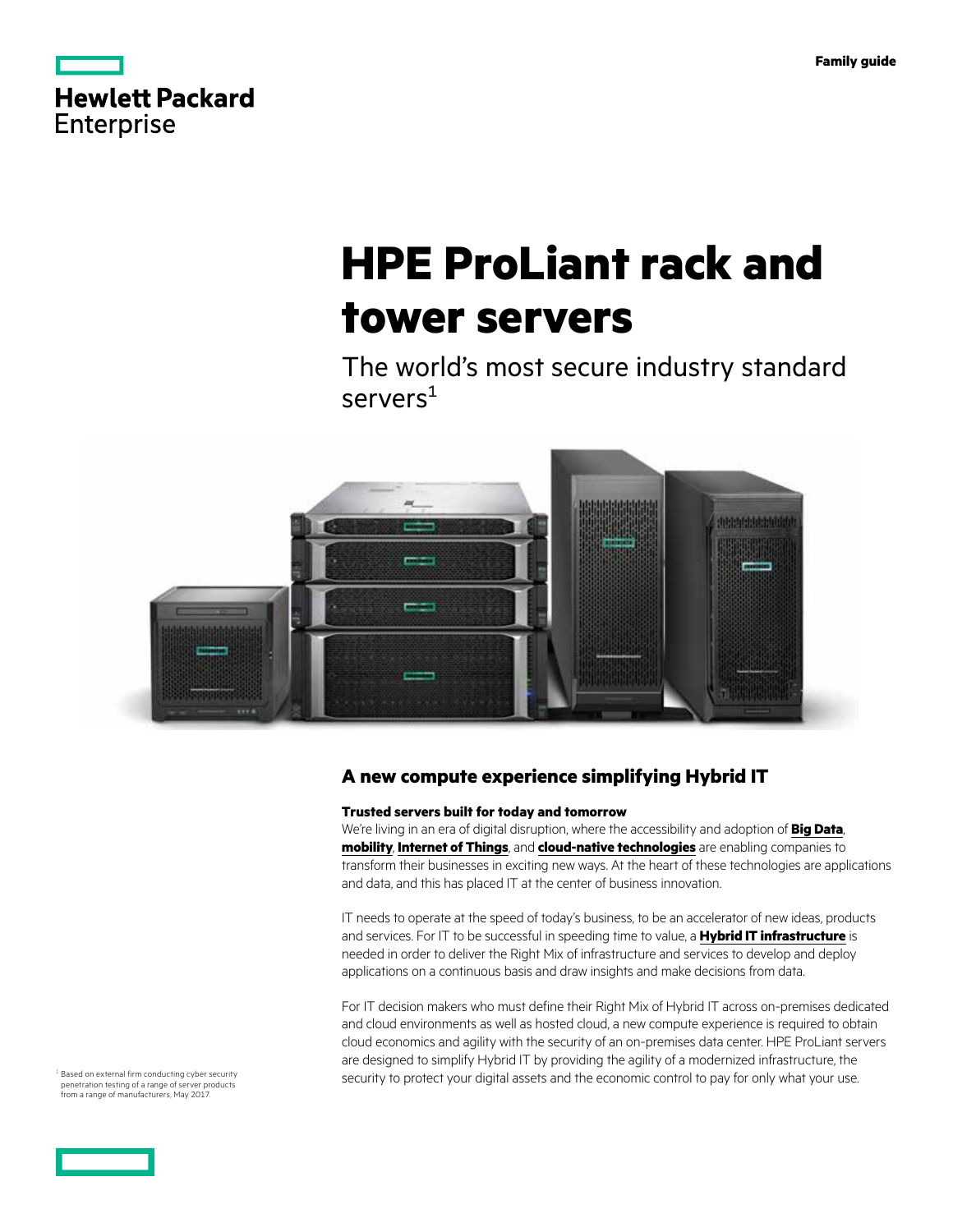Family guide

# HPE ProLiant rack and tower servers

The world's most secure industry standard servers[1]

## A new compute experience simplifying Hybrid IT

### Trusted servers built for today and tomorrow

We're living in an era of digital disruption, where the accessibility and adoption of **Big Data**, **mobility**, **Internet of Things**, and **cloud-native technologies** are enabling companies to transform their businesses in exciting new ways. At the heart of these technologies are applications and data, and this has placed IT at the center of business innovation.

IT needs to operate at the speed of today's business, to be an accelerator of new ideas, products and services. For IT to be successful in speeding time to value, a **Hybrid IT infrastructure** is needed in order to deliver the Right Mix of infrastructure and services to develop and deploy applications on a continuous basis and draw insights and make decisions from data.

For IT decision makers who must define their Right Mix of Hybrid IT across on-premises dedicated and cloud environments as well as hosted cloud, a new compute experience is required to obtain cloud economics and agility with the security of an on-premises data center. HPE ProLiant servers are designed to simplify Hybrid IT by providing the agility of a modernized infrastructure, the security to protect your digital assets and the economic control to pay for only what your use.

[1] Based on external firm conducting cyber security penetration testing of a range of server products from a range of manufacturers, May 2017.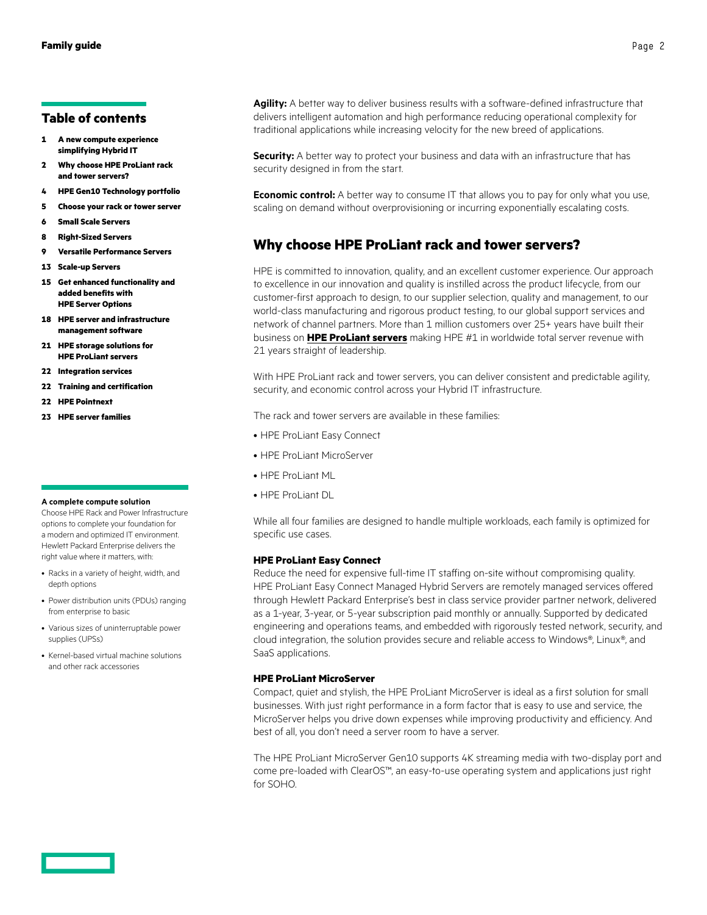## Table of contents

- **1 A new compute experience simplifying Hybrid IT**
- **2 Why choose HPE ProLiant rack and tower servers?**
- **4 HPE Gen10 Technology portfolio**
- **5 Choose your rack or tower server**
- **6 Small Scale Servers**
- **8 Right-Sized Servers**
- **9 Versatile Performance Servers**
- **13 Scale-up Servers**
- **15 Get enhanced functionality and added benefits with HPE Server Options**
- **18 HPE server and infrastructure management software**
- **21 HPE storage solutions for HPE ProLiant servers**
- **22 Integration services**
- **22 Training and certification**
- **22 HPE Pointnext**
- **23 HPE server families**

**A complete compute solution**

Choose HPE Rack and Power Infrastructure options to complete your foundation for a modern and optimized IT environment. Hewlett Packard Enterprise delivers the right value where it matters, with:

- Racks in a variety of height, width, and depth options
- Power distribution units (PDUs) ranging from enterprise to basic
- Various sizes of uninterruptable power supplies (UPSs)
- Kernel-based virtual machine solutions and other rack accessories

**Agility:** A better way to deliver business results with a software-defined infrastructure that delivers intelligent automation and high performance reducing operational complexity for traditional applications while increasing velocity for the new breed of applications.

**Security:** A better way to protect your business and data with an infrastructure that has security designed in from the start.

**Economic control:** A better way to consume IT that allows you to pay for only what you use, scaling on demand without overprovisioning or incurring exponentially escalating costs.

## Why choose HPE ProLiant rack and tower servers?

HPE is committed to innovation, quality, and an excellent customer experience. Our approach to excellence in our innovation and quality is instilled across the product lifecycle, from our customer-first approach to design, to our supplier selection, quality and management, to our world-class manufacturing and rigorous product testing, to our global support services and network of channel partners. More than 1 million customers over 25+ years have built their business on **HPE ProLiant servers** making HPE #1 in worldwide total server revenue with 21 years straight of leadership.

With HPE ProLiant rack and tower servers, you can deliver consistent and predictable agility, security, and economic control across your Hybrid IT infrastructure.

The rack and tower servers are available in these families:

- HPE ProLiant Easy Connect
- HPE ProLiant MicroServer
- HPE ProLiant ML
- HPE ProLiant DL

While all four families are designed to handle multiple workloads, each family is optimized for specific use cases.

### HPE ProLiant Easy Connect

Reduce the need for expensive full-time IT staffing on-site without compromising quality. HPE ProLiant Easy Connect Managed Hybrid Servers are remotely managed services offered through Hewlett Packard Enterprise's best in class service provider partner network, delivered as a 1-year, 3-year, or 5-year subscription paid monthly or annually. Supported by dedicated engineering and operations teams, and embedded with rigorously tested network, security, and cloud integration, the solution provides secure and reliable access to Windows®, Linux®, and SaaS applications.

### HPE ProLiant MicroServer

Compact, quiet and stylish, the HPE ProLiant MicroServer is ideal as a first solution for small businesses. With just right performance in a form factor that is easy to use and service, the MicroServer helps you drive down expenses while improving productivity and efficiency. And best of all, you don't need a server room to have a server.

The HPE ProLiant MicroServer Gen10 supports 4K streaming media with two-display port and come pre-loaded with ClearOS™, an easy-to-use operating system and applications just right for SOHO.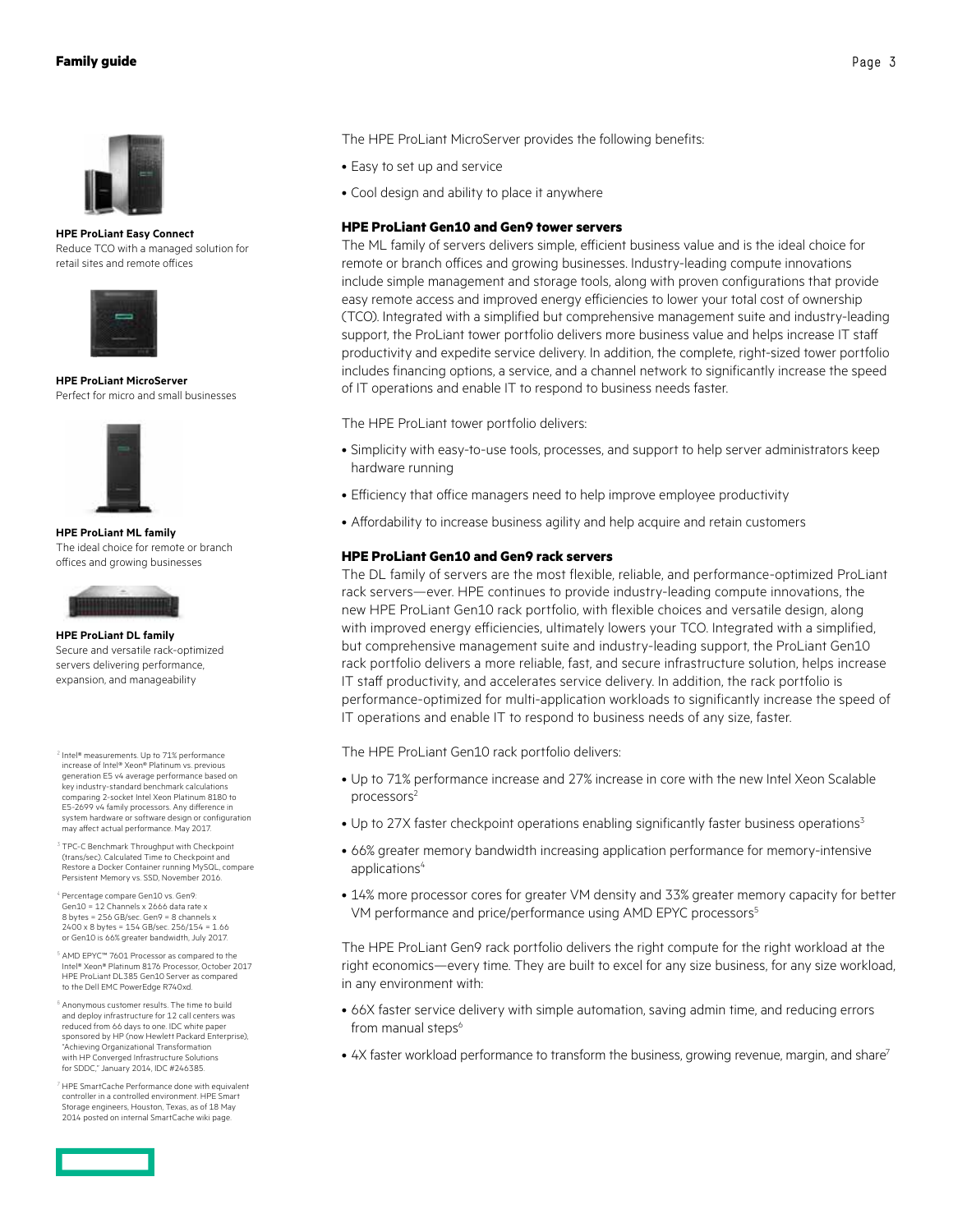**HPE ProLiant Easy Connect**
Reduce TCO with a managed solution for retail sites and remote offices

**HPE ProLiant MicroServer**
Perfect for micro and small businesses

**HPE ProLiant ML family**
The ideal choice for remote or branch offices and growing businesses

**HPE ProLiant DL family**
Secure and versatile rack-optimized servers delivering performance, expansion, and manageability

The HPE ProLiant MicroServer provides the following benefits:

- Easy to set up and service
- Cool design and ability to place it anywhere

### HPE ProLiant Gen10 and Gen9 tower servers

The ML family of servers delivers simple, efficient business value and is the ideal choice for remote or branch offices and growing businesses. Industry-leading compute innovations include simple management and storage tools, along with proven configurations that provide easy remote access and improved energy efficiencies to lower your total cost of ownership (TCO). Integrated with a simplified but comprehensive management suite and industry-leading support, the ProLiant tower portfolio delivers more business value and helps increase IT staff productivity and expedite service delivery. In addition, the complete, right-sized tower portfolio includes financing options, a service, and a channel network to significantly increase the speed of IT operations and enable IT to respond to business needs faster.

The HPE ProLiant tower portfolio delivers:

- Simplicity with easy-to-use tools, processes, and support to help server administrators keep hardware running
- Efficiency that office managers need to help improve employee productivity
- Affordability to increase business agility and help acquire and retain customers

### HPE ProLiant Gen10 and Gen9 rack servers

The DL family of servers are the most flexible, reliable, and performance-optimized ProLiant rack servers—ever. HPE continues to provide industry-leading compute innovations, the new HPE ProLiant Gen10 rack portfolio, with flexible choices and versatile design, along with improved energy efficiencies, ultimately lowers your TCO. Integrated with a simplified, but comprehensive management suite and industry-leading support, the ProLiant Gen10 rack portfolio delivers a more reliable, fast, and secure infrastructure solution, helps increase IT staff productivity, and accelerates service delivery. In addition, the rack portfolio is performance-optimized for multi-application workloads to significantly increase the speed of IT operations and enable IT to respond to business needs of any size, faster.

The HPE ProLiant Gen10 rack portfolio delivers:

- Up to 71% performance increase and 27% increase in core with the new Intel Xeon Scalable processors[2]
- Up to 27X faster checkpoint operations enabling significantly faster business operations[3]
- 66% greater memory bandwidth increasing application performance for memory-intensive applications[4]
- 14% more processor cores for greater VM density and 33% greater memory capacity for better VM performance and price/performance using AMD EPYC processors[5]

The HPE ProLiant Gen9 rack portfolio delivers the right compute for the right workload at the right economics—every time. They are built to excel for any size business, for any size workload, in any environment with:

- 66X faster service delivery with simple automation, saving admin time, and reducing errors from manual steps[6]
- 4X faster workload performance to transform the business, growing revenue, margin, and share[7]

[2] Intel® measurements. Up to 71% performance increase of Intel® Xeon® Platinum vs. previous generation E5 v4 average performance based on key industry-standard benchmark calculations comparing 2-socket Intel Xeon Platinum 8180 to E5-2699 v4 family processors. Any difference in system hardware or software design or configuration may affect actual performance. May 2017.

[3] TPC-C Benchmark Throughput with Checkpoint (trans/sec). Calculated Time to Checkpoint and Restore a Docker Container running MySQL, compare Persistent Memory vs. SSD, November 2016.

[4] Percentage compare Gen10 vs. Gen9: Gen10 = 12 Channels x 2666 data rate x 8 bytes = 256 GB/sec. Gen9 = 8 channels x 2400 x 8 bytes = 154 GB/sec. 256/154 = 1.66 or Gen10 is 66% greater bandwidth, July 2017.

[5] AMD EPYC™ 7601 Processor as compared to the Intel® Xeon® Platinum 8176 Processor, October 2017 HPE ProLiant DL385 Gen10 Server as compared to the Dell EMC PowerEdge R740xd.

[6] Anonymous customer results. The time to build and deploy infrastructure for 12 call centers was reduced from 66 days to one. IDC white paper sponsored by HP (now Hewlett Packard Enterprise), "Achieving Organizational Transformation with HP Converged Infrastructure Solutions for SDDC," January 2014, IDC #246385.

[7] HPE SmartCache Performance done with equivalent controller in a controlled environment. HPE Smart Storage engineers, Houston, Texas, as of 18 May 2014 posted on internal SmartCache wiki page.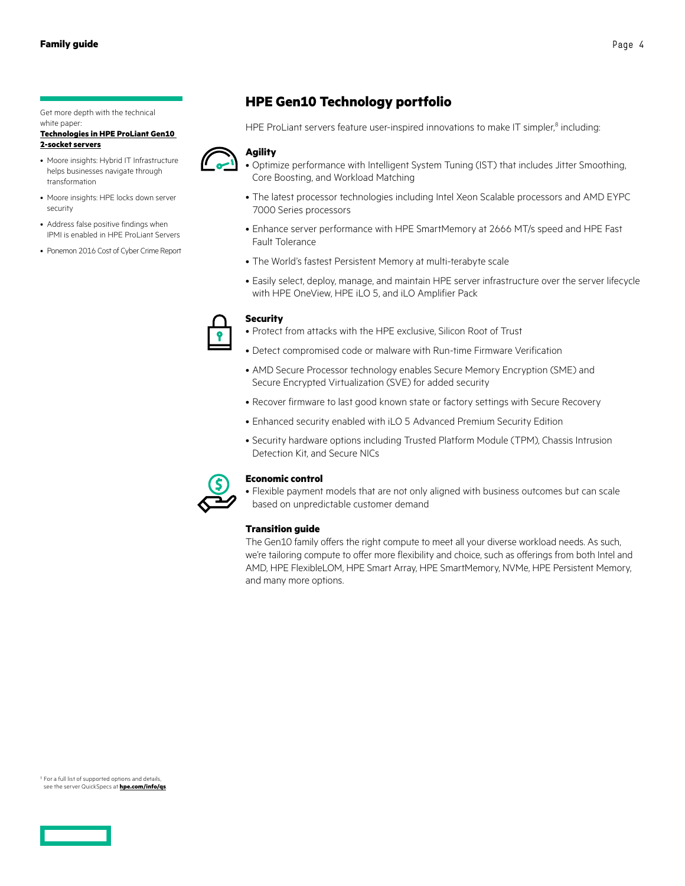Get more depth with the technical white paper:

**Technologies in HPE ProLiant Gen10 2-socket servers**

- Moore insights: Hybrid IT Infrastructure helps businesses navigate through transformation
- Moore insights: HPE locks down server security
- Address false positive findings when IPMI is enabled in HPE ProLiant Servers
- Ponemon 2016 Cost of Cyber Crime Report

## HPE Gen10 Technology portfolio

HPE ProLiant servers feature user-inspired innovations to make IT simpler,[8] including:

### Agility

- Optimize performance with Intelligent System Tuning (IST) that includes Jitter Smoothing, Core Boosting, and Workload Matching
- The latest processor technologies including Intel Xeon Scalable processors and AMD EYPC 7000 Series processors
- Enhance server performance with HPE SmartMemory at 2666 MT/s speed and HPE Fast Fault Tolerance
- The World's fastest Persistent Memory at multi-terabyte scale
- Easily select, deploy, manage, and maintain HPE server infrastructure over the server lifecycle with HPE OneView, HPE iLO 5, and iLO Amplifier Pack

### Security

- Protect from attacks with the HPE exclusive, Silicon Root of Trust
- Detect compromised code or malware with Run-time Firmware Verification
- AMD Secure Processor technology enables Secure Memory Encryption (SME) and Secure Encrypted Virtualization (SVE) for added security
- Recover firmware to last good known state or factory settings with Secure Recovery
- Enhanced security enabled with iLO 5 Advanced Premium Security Edition
- Security hardware options including Trusted Platform Module (TPM), Chassis Intrusion Detection Kit, and Secure NICs

### Economic control

- Flexible payment models that are not only aligned with business outcomes but can scale based on unpredictable customer demand

### Transition guide

The Gen10 family offers the right compute to meet all your diverse workload needs. As such, we're tailoring compute to offer more flexibility and choice, such as offerings from both Intel and AMD, HPE FlexibleLOM, HPE Smart Array, HPE SmartMemory, NVMe, HPE Persistent Memory, and many more options.

[8] For a full list of supported options and details, see the server QuickSpecs at **hpe.com/info/qs**.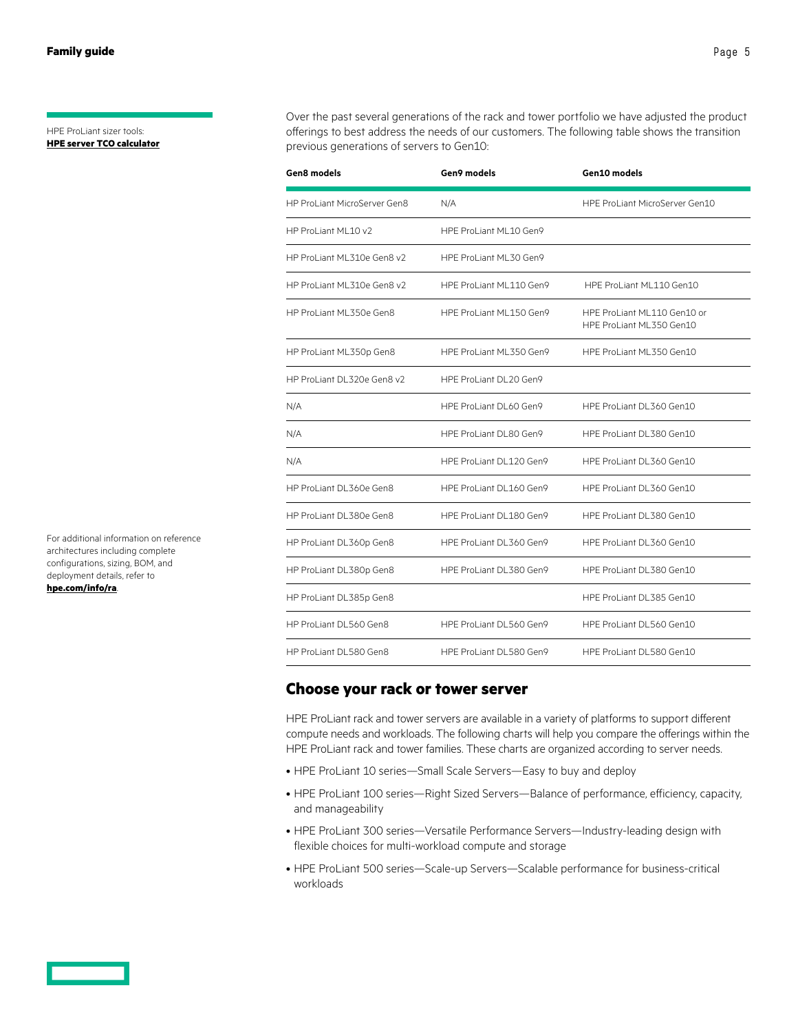HPE ProLiant sizer tools:
**HPE server TCO calculator**

Over the past several generations of the rack and tower portfolio we have adjusted the product offerings to best address the needs of our customers. The following table shows the transition previous generations of servers to Gen10:

| Gen8 models | Gen9 models | Gen10 models |
|---|---|---|
| HP ProLiant MicroServer Gen8 | N/A | HPE ProLiant MicroServer Gen10 |
| HP ProLiant ML10 v2 | HPE ProLiant ML10 Gen9 | |
| HP ProLiant ML310e Gen8 v2 | HPE ProLiant ML30 Gen9 | |
| HP ProLiant ML310e Gen8 v2 | HPE ProLiant ML110 Gen9 | HPE ProLiant ML110 Gen10 |
| HP ProLiant ML350e Gen8 | HPE ProLiant ML150 Gen9 | HPE ProLiant ML110 Gen10 or HPE ProLiant ML350 Gen10 |
| HP ProLiant ML350p Gen8 | HPE ProLiant ML350 Gen9 | HPE ProLiant ML350 Gen10 |
| HP ProLiant DL320e Gen8 v2 | HPE ProLiant DL20 Gen9 | |
| N/A | HPE ProLiant DL60 Gen9 | HPE ProLiant DL360 Gen10 |
| N/A | HPE ProLiant DL80 Gen9 | HPE ProLiant DL380 Gen10 |
| N/A | HPE ProLiant DL120 Gen9 | HPE ProLiant DL360 Gen10 |
| HP ProLiant DL360e Gen8 | HPE ProLiant DL160 Gen9 | HPE ProLiant DL360 Gen10 |
| HP ProLiant DL380e Gen8 | HPE ProLiant DL180 Gen9 | HPE ProLiant DL380 Gen10 |
| HP ProLiant DL360p Gen8 | HPE ProLiant DL360 Gen9 | HPE ProLiant DL360 Gen10 |
| HP ProLiant DL380p Gen8 | HPE ProLiant DL380 Gen9 | HPE ProLiant DL380 Gen10 |
| HP ProLiant DL385p Gen8 | | HPE ProLiant DL385 Gen10 |
| HP ProLiant DL560 Gen8 | HPE ProLiant DL560 Gen9 | HPE ProLiant DL560 Gen10 |
| HP ProLiant DL580 Gen8 | HPE ProLiant DL580 Gen9 | HPE ProLiant DL580 Gen10 |

For additional information on reference architectures including complete configurations, sizing, BOM, and deployment details, refer to **hpe.com/info/ra**.

## Choose your rack or tower server

HPE ProLiant rack and tower servers are available in a variety of platforms to support different compute needs and workloads. The following charts will help you compare the offerings within the HPE ProLiant rack and tower families. These charts are organized according to server needs.

- HPE ProLiant 10 series—Small Scale Servers—Easy to buy and deploy
- HPE ProLiant 100 series—Right Sized Servers—Balance of performance, efficiency, capacity, and manageability
- HPE ProLiant 300 series—Versatile Performance Servers—Industry-leading design with flexible choices for multi-workload compute and storage
- HPE ProLiant 500 series—Scale-up Servers—Scalable performance for business-critical workloads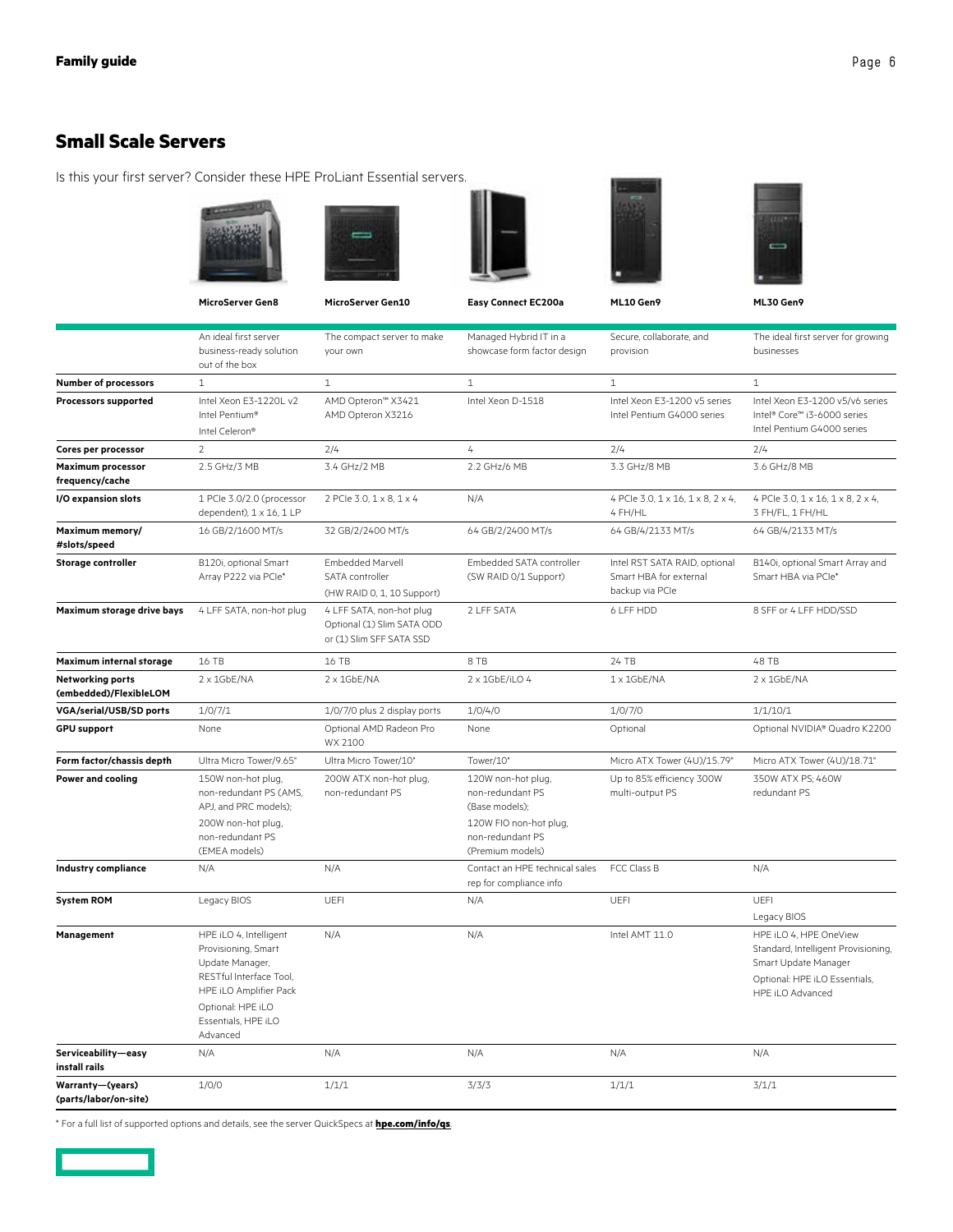## Small Scale Servers

Is this your first server? Consider these HPE ProLiant Essential servers.

| | MicroServer Gen8 | MicroServer Gen10 | Easy Connect EC200a | ML10 Gen9 | ML30 Gen9 |
|---|---|---|---|---|---|
| | An ideal first server business-ready solution out of the box | The compact server to make your own | Managed Hybrid IT in a showcase form factor design | Secure, collaborate, and provision | The ideal first server for growing businesses |
| **Number of processors** | 1 | 1 | 1 | 1 | 1 |
| **Processors supported** | Intel Xeon E3-1220L v2<br>Intel Pentium®<br>Intel Celeron® | AMD Opteron™ X3421<br>AMD Opteron X3216 | Intel Xeon D-1518 | Intel Xeon E3-1200 v5 series<br>Intel Pentium G4000 series | Intel Xeon E3-1200 v5/v6 series<br>Intel® Core™ i3-6000 series<br>Intel Pentium G4000 series |
| **Cores per processor** | 2 | 2/4 | 4 | 2/4 | 2/4 |
| **Maximum processor frequency/cache** | 2.5 GHz/3 MB | 3.4 GHz/2 MB | 2.2 GHz/6 MB | 3.3 GHz/8 MB | 3.6 GHz/8 MB |
| **I/O expansion slots** | 1 PCIe 3.0/2.0 (processor dependent), 1 x 16, 1 LP | 2 PCIe 3.0, 1 x 8, 1 x 4 | N/A | 4 PCIe 3.0, 1 x 16, 1 x 8, 2 x 4, 4 FH/HL | 4 PCIe 3.0, 1 x 16, 1 x 8, 2 x 4, 3 FH/FL, 1 FH/HL |
| **Maximum memory/ #slots/speed** | 16 GB/2/1600 MT/s | 32 GB/2/2400 MT/s | 64 GB/2/2400 MT/s | 64 GB/4/2133 MT/s | 64 GB/4/2133 MT/s |
| **Storage controller** | B120i, optional Smart Array P222 via PCIe* | Embedded Marvell SATA controller<br>(HW RAID 0, 1, 10 Support) | Embedded SATA controller (SW RAID 0/1 Support) | Intel RST SATA RAID, optional Smart HBA for external backup via PCIe | B140i, optional Smart Array and Smart HBA via PCIe* |
| **Maximum storage drive bays** | 4 LFF SATA, non-hot plug | 4 LFF SATA, non-hot plug Optional (1) Slim SATA ODD or (1) Slim SFF SATA SSD | 2 LFF SATA | 6 LFF HDD | 8 SFF or 4 LFF HDD/SSD |
| **Maximum internal storage** | 16 TB | 16 TB | 8 TB | 24 TB | 48 TB |
| **Networking ports (embedded)/FlexibleLOM** | 2 x 1GbE/NA | 2 x 1GbE/NA | 2 x 1GbE/iLO 4 | 1 x 1GbE/NA | 2 x 1GbE/NA |
| **VGA/serial/USB/SD ports** | 1/0/7/1 | 1/0/7/0 plus 2 display ports | 1/0/4/0 | 1/0/7/0 | 1/1/10/1 |
| **GPU support** | None | Optional AMD Radeon Pro WX 2100 | None | Optional | Optional NVIDIA® Quadro K2200 |
| **Form factor/chassis depth** | Ultra Micro Tower/9.65" | Ultra Micro Tower/10" | Tower/10" | Micro ATX Tower (4U)/15.79" | Micro ATX Tower (4U)/18.71" |
| **Power and cooling** | 150W non-hot plug, non-redundant PS (AMS, APJ, and PRC models);<br>200W non-hot plug, non-redundant PS (EMEA models) | 200W ATX non-hot plug, non-redundant PS | 120W non-hot plug, non-redundant PS (Base models);<br>120W FIO non-hot plug, non-redundant PS (Premium models) | Up to 85% efficiency 300W multi-output PS | 350W ATX PS; 460W redundant PS |
| **Industry compliance** | N/A | N/A | Contact an HPE technical sales rep for compliance info | FCC Class B | N/A |
| **System ROM** | Legacy BIOS | UEFI | N/A | UEFI | UEFI<br>Legacy BIOS |
| **Management** | HPE iLO 4, Intelligent Provisioning, Smart Update Manager, RESTful Interface Tool, HPE iLO Amplifier Pack<br>Optional: HPE iLO Essentials, HPE iLO Advanced | N/A | N/A | Intel AMT 11.0 | HPE iLO 4, HPE OneView Standard, Intelligent Provisioning, Smart Update Manager<br>Optional: HPE iLO Essentials, HPE iLO Advanced |
| **Serviceability—easy install rails** | N/A | N/A | N/A | N/A | N/A |
| **Warranty—(years) (parts/labor/on-site)** | 1/0/0 | 1/1/1 | 3/3/3 | 1/1/1 | 3/1/1 |

* For a full list of supported options and details, see the server QuickSpecs at **hpe.com/info/qs**.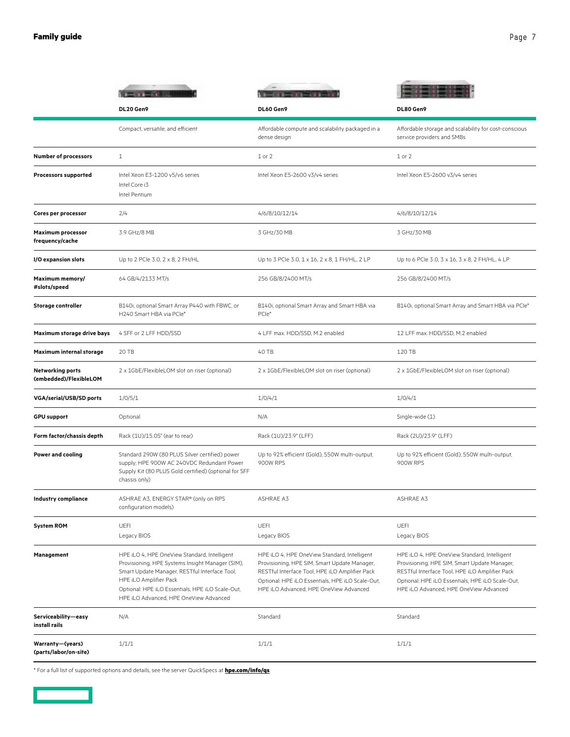| | DL20 Gen9 | DL60 Gen9 | DL80 Gen9 |
|---|---|---|---|
| | Compact, versatile, and efficient | Affordable compute and scalability packaged in a dense design | Affordable storage and scalability for cost-conscious service providers and SMBs |
| **Number of processors** | 1 | 1 or 2 | 1 or 2 |
| **Processors supported** | Intel Xeon E3-1200 v5/v6 series<br>Intel Core i3<br>Intel Pentium | Intel Xeon E5-2600 v3/v4 series | Intel Xeon E5-2600 v3/v4 series |
| **Cores per processor** | 2/4 | 4/6/8/10/12/14 | 4/6/8/10/12/14 |
| **Maximum processor frequency/cache** | 3.9 GHz/8 MB | 3 GHz/30 MB | 3 GHz/30 MB |
| **I/O expansion slots** | Up to 2 PCIe 3.0, 2 x 8, 2 FH/HL | Up to 3 PCIe 3.0, 1 x 16, 2 x 8, 1 FH/HL, 2 LP | Up to 6 PCIe 3.0, 3 x 16, 3 x 8, 2 FH/HL, 4 LP |
| **Maximum memory/ #slots/speed** | 64 GB/4/2133 MT/s | 256 GB/8/2400 MT/s | 256 GB/8/2400 MT/s |
| **Storage controller** | B140i, optional Smart Array P440 with FBWC, or H240 Smart HBA via PCIe* | B140i, optional Smart Array and Smart HBA via PCIe* | B140i, optional Smart Array and Smart HBA via PCIe* |
| **Maximum storage drive bays** | 4 SFF or 2 LFF HDD/SSD | 4 LFF max. HDD/SSD, M.2 enabled | 12 LFF max. HDD/SSD, M.2 enabled |
| **Maximum internal storage** | 20 TB | 40 TB | 120 TB |
| **Networking ports (embedded)/FlexibleLOM** | 2 x 1GbE/FlexibleLOM slot on riser (optional) | 2 x 1GbE/FlexibleLOM slot on riser (optional) | 2 x 1GbE/FlexibleLOM slot on riser (optional) |
| **VGA/serial/USB/SD ports** | 1/0/5/1 | 1/0/4/1 | 1/0/4/1 |
| **GPU support** | Optional | N/A | Single-wide (1) |
| **Form factor/chassis depth** | Rack (1U)/15.05" (ear to rear) | Rack (1U)/23.9" (LFF) | Rack (2U)/23.9" (LFF) |
| **Power and cooling** | Standard 290W (80 PLUS Silver certified) power supply; HPE 900W AC 240VDC Redundant Power Supply Kit (80 PLUS Gold certified) (optional for SFF chassis only) | Up to 92% efficient (Gold), 550W multi-output, 900W RPS | Up to 92% efficient (Gold), 550W multi-output, 900W RPS |
| **Industry compliance** | ASHRAE A3, ENERGY STAR® (only on RPS configuration models) | ASHRAE A3 | ASHRAE A3 |
| **System ROM** | UEFI<br>Legacy BIOS | UEFI<br>Legacy BIOS | UEFI<br>Legacy BIOS |
| **Management** | HPE iLO 4, HPE OneView Standard, Intelligent Provisioning, HPE Systems Insight Manager (SIM), Smart Update Manager, RESTful Interface Tool, HPE iLO Amplifier Pack<br>Optional: HPE iLO Essentials, HPE iLO Scale-Out, HPE iLO Advanced, HPE OneView Advanced | HPE iLO 4, HPE OneView Standard, Intelligent Provisioning, HPE SIM, Smart Update Manager, RESTful Interface Tool, HPE iLO Amplifier Pack<br>Optional: HPE iLO Essentials, HPE iLO Scale-Out, HPE iLO Advanced, HPE OneView Advanced | HPE iLO 4, HPE OneView Standard, Intelligent Provisioning, HPE SIM, Smart Update Manager, RESTful Interface Tool, HPE iLO Amplifier Pack<br>Optional: HPE iLO Essentials, HPE iLO Scale-Out, HPE iLO Advanced, HPE OneView Advanced |
| **Serviceability—easy install rails** | N/A | Standard | Standard |
| **Warranty—(years) (parts/labor/on-site)** | 1/1/1 | 1/1/1 | 1/1/1 |

* For a full list of supported options and details, see the server QuickSpecs at **hpe.com/info/qs**.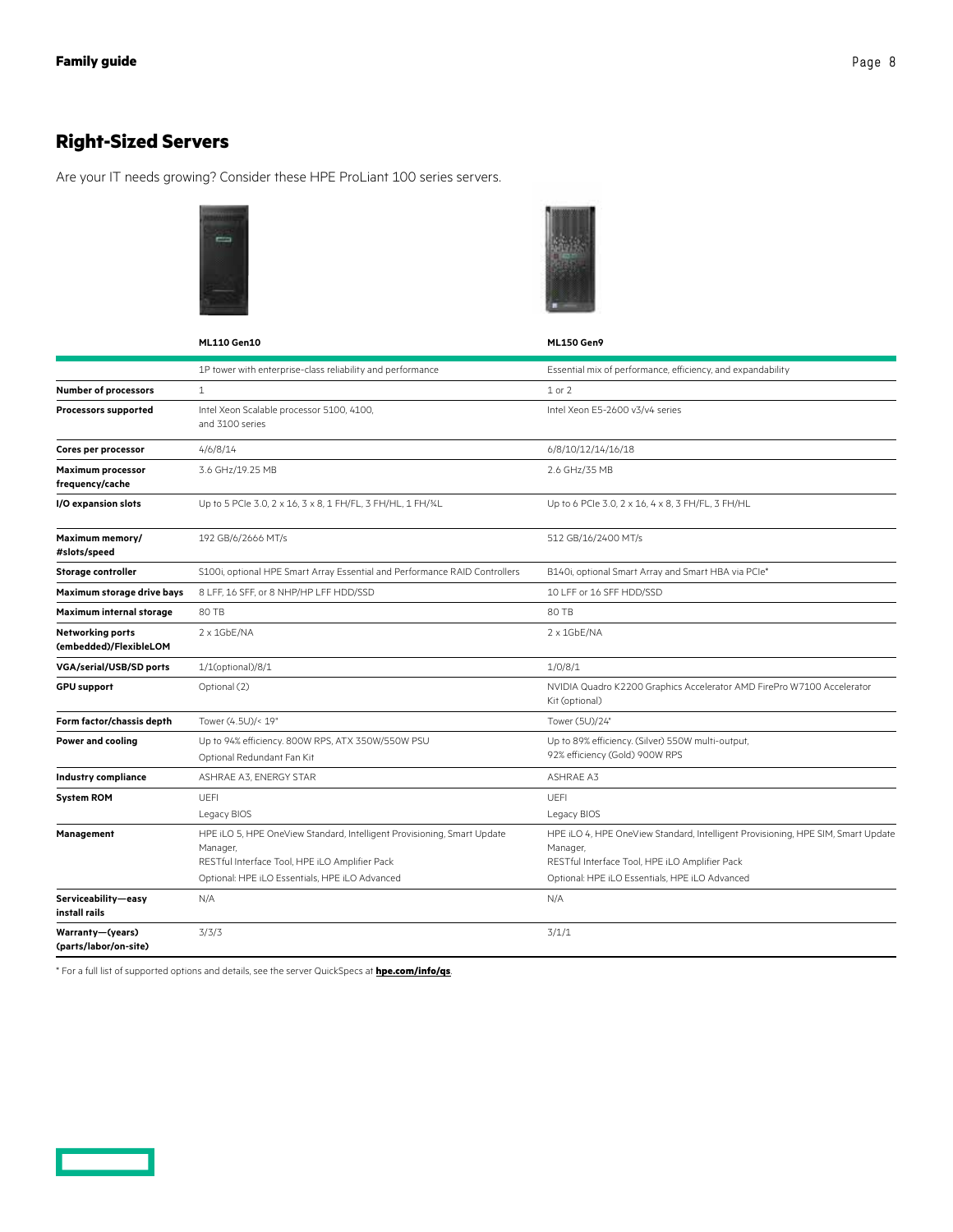## Right-Sized Servers

Are your IT needs growing? Consider these HPE ProLiant 100 series servers.

| | ML110 Gen10 | ML150 Gen9 |
|---|---|---|
| | 1P tower with enterprise-class reliability and performance | Essential mix of performance, efficiency, and expandability |
| **Number of processors** | 1 | 1 or 2 |
| **Processors supported** | Intel Xeon Scalable processor 5100, 4100, and 3100 series | Intel Xeon E5-2600 v3/v4 series |
| **Cores per processor** | 4/6/8/14 | 6/8/10/12/14/16/18 |
| **Maximum processor frequency/cache** | 3.6 GHz/19.25 MB | 2.6 GHz/35 MB |
| **I/O expansion slots** | Up to 5 PCIe 3.0, 2 x 16, 3 x 8, 1 FH/FL, 3 FH/HL, 1 FH/¾L | Up to 6 PCIe 3.0, 2 x 16, 4 x 8, 3 FH/FL, 3 FH/HL |
| **Maximum memory/ #slots/speed** | 192 GB/6/2666 MT/s | 512 GB/16/2400 MT/s |
| **Storage controller** | S100i, optional HPE Smart Array Essential and Performance RAID Controllers | B140i, optional Smart Array and Smart HBA via PCIe* |
| **Maximum storage drive bays** | 8 LFF, 16 SFF, or 8 NHP/HP LFF HDD/SSD | 10 LFF or 16 SFF HDD/SSD |
| **Maximum internal storage** | 80 TB | 80 TB |
| **Networking ports (embedded)/FlexibleLOM** | 2 x 1GbE/NA | 2 x 1GbE/NA |
| **VGA/serial/USB/SD ports** | 1/1(optional)/8/1 | 1/0/8/1 |
| **GPU support** | Optional (2) | NVIDIA Quadro K2200 Graphics Accelerator AMD FirePro W7100 Accelerator Kit (optional) |
| **Form factor/chassis depth** | Tower (4.5U)/< 19" | Tower (5U)/24" |
| **Power and cooling** | Up to 94% efficiency. 800W RPS, ATX 350W/550W PSU<br>Optional Redundant Fan Kit | Up to 89% efficiency. (Silver) 550W multi-output, 92% efficiency (Gold) 900W RPS |
| **Industry compliance** | ASHRAE A3, ENERGY STAR | ASHRAE A3 |
| **System ROM** | UEFI<br>Legacy BIOS | UEFI<br>Legacy BIOS |
| **Management** | HPE iLO 5, HPE OneView Standard, Intelligent Provisioning, Smart Update Manager, RESTful Interface Tool, HPE iLO Amplifier Pack<br>Optional: HPE iLO Essentials, HPE iLO Advanced | HPE iLO 4, HPE OneView Standard, Intelligent Provisioning, HPE SIM, Smart Update Manager, RESTful Interface Tool, HPE iLO Amplifier Pack<br>Optional: HPE iLO Essentials, HPE iLO Advanced |
| **Serviceability—easy install rails** | N/A | N/A |
| **Warranty—(years) (parts/labor/on-site)** | 3/3/3 | 3/1/1 |

\* For a full list of supported options and details, see the server QuickSpecs at **hpe.com/info/qs**.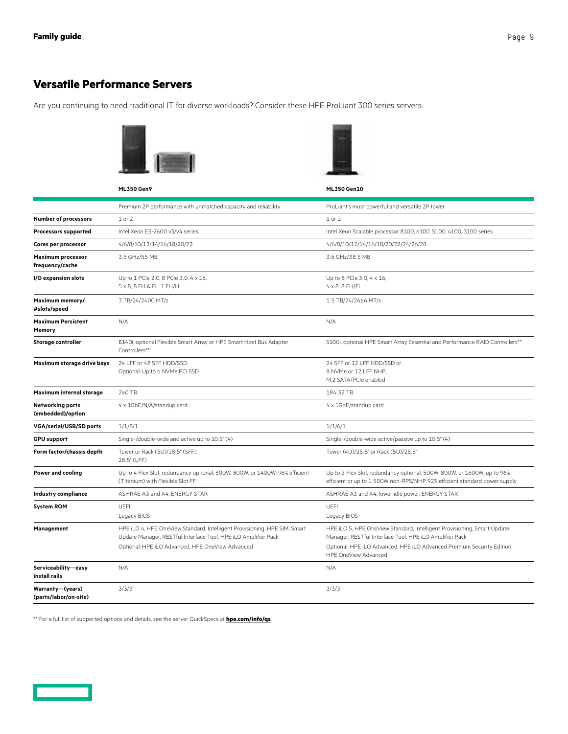## Versatile Performance Servers

Are you continuing to need traditional IT for diverse workloads? Consider these HPE ProLiant 300 series servers.

| | ML350 Gen9 | ML350 Gen10 |
|---|---|---|
| | Premium 2P performance with unmatched capacity and reliability | ProLiant's most powerful and versatile 2P tower |
| **Number of processors** | 1 or 2 | 1 or 2 |
| **Processors supported** | Intel Xeon E5-2600 v3/v4 series | Intel Xeon Scalable processor 8100, 6100, 5100, 4100, 3100 series |
| **Cores per processor** | 4/6/8/10/12/14/16/18/20/22 | 4/6/8/10/12/14/16/18/20/22/24/26/28 |
| **Maximum processor frequency/cache** | 3.5 GHz/55 MB | 3.6 GHz/38.5 MB |
| **I/O expansion slots** | Up to 1 PCIe 2.0, 8 PCIe 3.0, 4 x 16, 5 x 8, 8 FH & FL, 1 FH/HL | Up to 8 PCIe 3.0, 4 x 16, 4 x 8, 8 FH/FL |
| **Maximum memory/ #slots/speed** | 3 TB/24/2400 MT/s | 1.5 TB/24/2666 MT/s |
| **Maximum Persistent Memory** | N/A | N/A |
| **Storage controller** | B140i, optional Flexible Smart Array or HPE Smart Host Bus Adapter Controllers** | S100i, optional HPE Smart Array Essential and Performance RAID Controllers** |
| **Maximum storage drive bays** | 24 LFF or 48 SFF HDD/SSD<br>Optional: Up to 6 NVMe PCI SSD | 24 SFF or 12 LFF HDD/SSD or<br>8 NVMe or 12 LFF NHP,<br>M.2 SATA/PCIe enabled |
| **Maximum internal storage** | 240 TB | 184.32 TB |
| **Networking ports (embedded)/option** | 4 x 1GbE/N/A/standup card | 4 x 1GbE/standup card |
| **VGA/serial/USB/SD ports** | 1/1/8/1 | 1/1/6/1 |
| **GPU support** | Single-/double-wide and active up to 10.5" (4) | Single-/double-wide active/passive up to 10.5" (4) |
| **Form factor/chassis depth** | Tower or Rack (5U)/28.5" (SFF), 28.5" (LFF) | Tower (4U)/25.5" or Rack (5U)/25.5" |
| **Power and cooling** | Up to 4 Flex Slot, redundancy optional, 500W, 800W, or 1400W; 96% efficient (Titanium) with Flexible Slot FF | Up to 2 Flex Slot, redundancy optional, 500W, 800W, or 1600W, up to 96% efficient or up to 1 500W non-RPS/NHP 92% efficient standard power supply |
| **Industry compliance** | ASHRAE A3 and A4, ENERGY STAR | ASHRAE A3 and A4, lower idle power, ENERGY STAR |
| **System ROM** | UEFI<br>Legacy BIOS | UEFI<br>Legacy BIOS |
| **Management** | HPE iLO 4, HPE OneView Standard, Intelligent Provisioning, HPE SIM, Smart Update Manager, RESTful Interface Tool, HPE iLO Amplifier Pack<br>Optional: HPE iLO Advanced, HPE OneView Advanced | HPE iLO 5, HPE OneView Standard, Intelligent Provisioning, Smart Update Manager, RESTful Interface Tool, HPE iLO Amplifier Pack<br>Optional: HPE iLO Advanced, HPE iLO Advanced Premium Security Edition, HPE OneView Advanced |
| **Serviceability—easy install rails** | N/A | N/A |
| **Warranty—(years) (parts/labor/on-site)** | 3/3/3 | 3/3/3 |

** For a full list of supported options and details, see the server QuickSpecs at **hpe.com/info/qs**.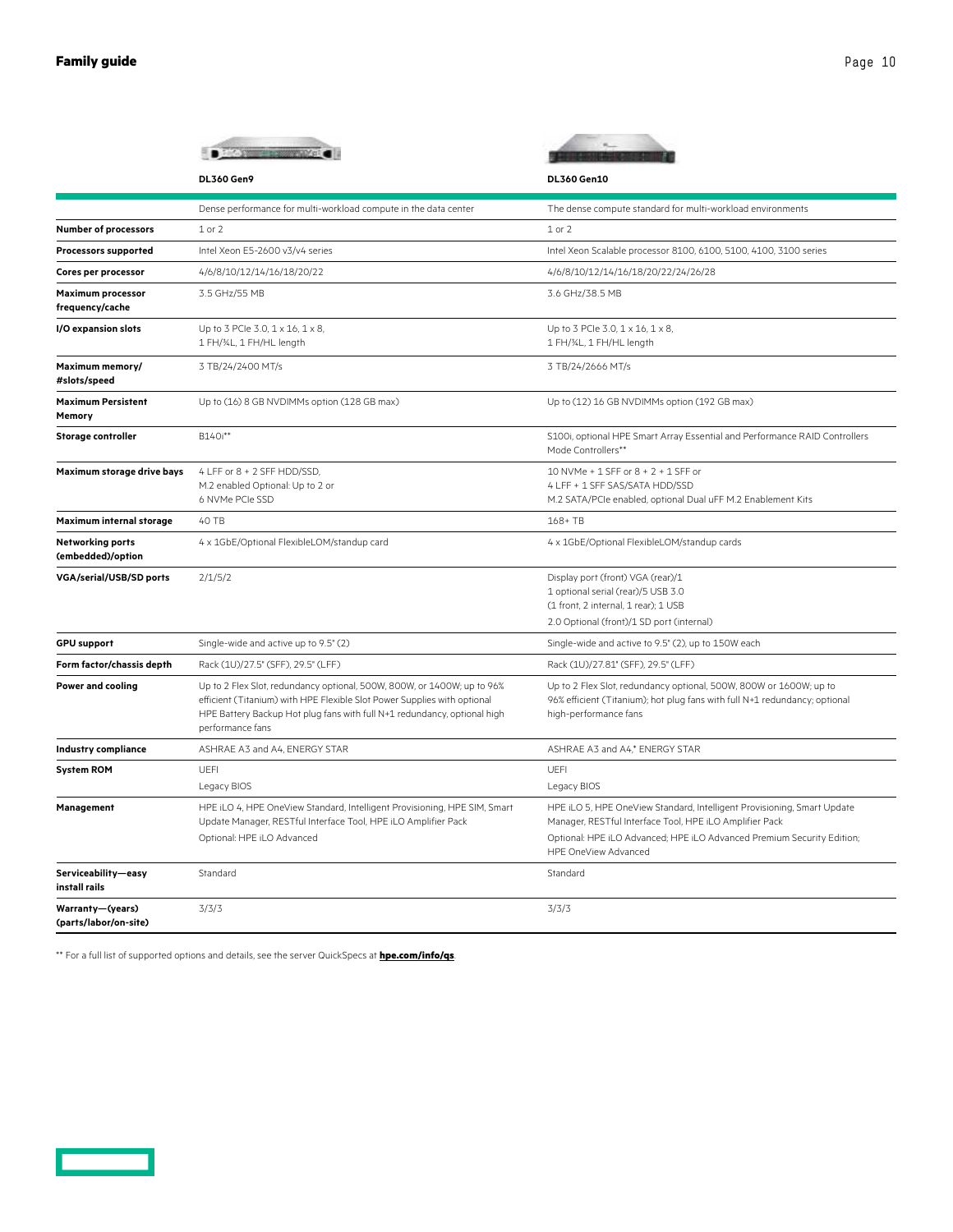| | DL360 Gen9 | DL360 Gen10 |
|---|---|---|
| | Dense performance for multi-workload compute in the data center | The dense compute standard for multi-workload environments |
| **Number of processors** | 1 or 2 | 1 or 2 |
| **Processors supported** | Intel Xeon E5-2600 v3/v4 series | Intel Xeon Scalable processor 8100, 6100, 5100, 4100, 3100 series |
| **Cores per processor** | 4/6/8/10/12/14/16/18/20/22 | 4/6/8/10/12/14/16/18/20/22/24/26/28 |
| **Maximum processor frequency/cache** | 3.5 GHz/55 MB | 3.6 GHz/38.5 MB |
| **I/O expansion slots** | Up to 3 PCIe 3.0, 1 x 16, 1 x 8, 1 FH/¾L, 1 FH/HL length | Up to 3 PCIe 3.0, 1 x 16, 1 x 8, 1 FH/¾L, 1 FH/HL length |
| **Maximum memory/ #slots/speed** | 3 TB/24/2400 MT/s | 3 TB/24/2666 MT/s |
| **Maximum Persistent Memory** | Up to (16) 8 GB NVDIMMs option (128 GB max) | Up to (12) 16 GB NVDIMMs option (192 GB max) |
| **Storage controller** | B140i** | S100i, optional HPE Smart Array Essential and Performance RAID Controllers Mode Controllers** |
| **Maximum storage drive bays** | 4 LFF or 8 + 2 SFF HDD/SSD, M.2 enabled Optional: Up to 2 or 6 NVMe PCIe SSD | 10 NVMe + 1 SFF or 8 + 2 + 1 SFF or 4 LFF + 1 SFF SAS/SATA HDD/SSD M.2 SATA/PCIe enabled, optional Dual uFF M.2 Enablement Kits |
| **Maximum internal storage** | 40 TB | 168+ TB |
| **Networking ports (embedded)/option** | 4 x 1GbE/Optional FlexibleLOM/standup card | 4 x 1GbE/Optional FlexibleLOM/standup cards |
| **VGA/serial/USB/SD ports** | 2/1/5/2 | Display port (front) VGA (rear)/1 1 optional serial (rear)/5 USB 3.0 (1 front, 2 internal, 1 rear); 1 USB 2.0 Optional (front)/1 SD port (internal) |
| **GPU support** | Single-wide and active up to 9.5" (2) | Single-wide and active to 9.5" (2), up to 150W each |
| **Form factor/chassis depth** | Rack (1U)/27.5" (SFF), 29.5" (LFF) | Rack (1U)/27.81" (SFF), 29.5" (LFF) |
| **Power and cooling** | Up to 2 Flex Slot, redundancy optional, 500W, 800W, or 1400W; up to 96% efficient (Titanium) with HPE Flexible Slot Power Supplies with optional HPE Battery Backup Hot plug fans with full N+1 redundancy, optional high performance fans | Up to 2 Flex Slot, redundancy optional, 500W, 800W or 1600W; up to 96% efficient (Titanium); hot plug fans with full N+1 redundancy; optional high-performance fans |
| **Industry compliance** | ASHRAE A3 and A4, ENERGY STAR | ASHRAE A3 and A4,* ENERGY STAR |
| **System ROM** | UEFI Legacy BIOS | UEFI Legacy BIOS |
| **Management** | HPE iLO 4, HPE OneView Standard, Intelligent Provisioning, HPE SIM, Smart Update Manager, RESTful Interface Tool, HPE iLO Amplifier Pack Optional: HPE iLO Advanced | HPE iLO 5, HPE OneView Standard, Intelligent Provisioning, Smart Update Manager, RESTful Interface Tool, HPE iLO Amplifier Pack Optional: HPE iLO Advanced; HPE iLO Advanced Premium Security Edition; HPE OneView Advanced |
| **Serviceability—easy install rails** | Standard | Standard |
| **Warranty—(years) (parts/labor/on-site)** | 3/3/3 | 3/3/3 |

** For a full list of supported options and details, see the server QuickSpecs at **hpe.com/info/qs**.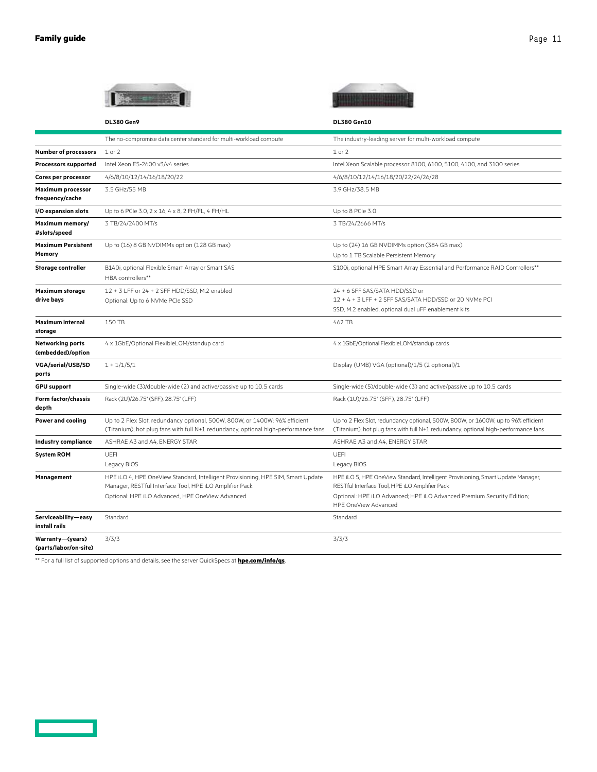| | DL380 Gen9 | DL380 Gen10 |
|---|---|---|
| | The no-compromise data center standard for multi-workload compute | The industry-leading server for multi-workload compute |
| **Number of processors** | 1 or 2 | 1 or 2 |
| **Processors supported** | Intel Xeon E5-2600 v3/v4 series | Intel Xeon Scalable processor 8100, 6100, 5100, 4100, and 3100 series |
| **Cores per processor** | 4/6/8/10/12/14/16/18/20/22 | 4/6/8/10/12/14/16/18/20/22/24/26/28 |
| **Maximum processor frequency/cache** | 3.5 GHz/55 MB | 3.9 GHz/38.5 MB |
| **I/O expansion slots** | Up to 6 PCIe 3.0, 2 x 16, 4 x 8, 2 FH/FL, 4 FH/HL | Up to 8 PCIe 3.0 |
| **Maximum memory/ #slots/speed** | 3 TB/24/2400 MT/s | 3 TB/24/2666 MT/s |
| **Maximum Persistent Memory** | Up to (16) 8 GB NVDIMMs option (128 GB max) | Up to (24) 16 GB NVDIMMs option (384 GB max)<br>Up to 1 TB Scalable Persistent Memory |
| **Storage controller** | B140i, optional Flexible Smart Array or Smart SAS HBA controllers** | S100i, optional HPE Smart Array Essential and Performance RAID Controllers** |
| **Maximum storage drive bays** | 12 + 3 LFF or 24 + 2 SFF HDD/SSD, M.2 enabled<br>Optional: Up to 6 NVMe PCIe SSD | 24 + 6 SFF SAS/SATA HDD/SSD or<br>12 + 4 + 3 LFF + 2 SFF SAS/SATA HDD/SSD or 20 NVMe PCI SSD, M.2 enabled, optional dual uFF enablement kits |
| **Maximum internal storage** | 150 TB | 462 TB |
| **Networking ports (embedded)/option** | 4 x 1GbE/Optional FlexibleLOM/standup card | 4 x 1GbE/Optional FlexibleLOM/standup cards |
| **VGA/serial/USB/SD ports** | 1 + 1/1/5/1 | Display (UMB) VGA (optional)/1/5 (2 optional)/1 |
| **GPU support** | Single-wide (3)/double-wide (2) and active/passive up to 10.5 cards | Single-wide (5)/double-wide (3) and active/passive up to 10.5 cards |
| **Form factor/chassis depth** | Rack (2U)/26.75" (SFF), 28.75" (LFF) | Rack (1U)/26.75" (SFF), 28.75" (LFF) |
| **Power and cooling** | Up to 2 Flex Slot, redundancy optional, 500W, 800W, or 1400W; 96% efficient (Titanium); hot plug fans with full N+1 redundancy, optional high-performance fans | Up to 2 Flex Slot, redundancy optional, 500W, 800W, or 1600W; up to 96% efficient (Titanium); hot plug fans with full N+1 redundancy; optional high-performance fans |
| **Industry compliance** | ASHRAE A3 and A4, ENERGY STAR | ASHRAE A3 and A4, ENERGY STAR |
| **System ROM** | UEFI<br>Legacy BIOS | UEFI<br>Legacy BIOS |
| **Management** | HPE iLO 4, HPE OneView Standard, Intelligent Provisioning, HPE SIM, Smart Update Manager, RESTful Interface Tool, HPE iLO Amplifier Pack<br>Optional: HPE iLO Advanced, HPE OneView Advanced | HPE iLO 5, HPE OneView Standard, Intelligent Provisioning, Smart Update Manager, RESTful Interface Tool, HPE iLO Amplifier Pack<br>Optional: HPE iLO Advanced; HPE iLO Advanced Premium Security Edition; HPE OneView Advanced |
| **Serviceability—easy install rails** | Standard | Standard |
| **Warranty—(years) (parts/labor/on-site)** | 3/3/3 | 3/3/3 |

** For a full list of supported options and details, see the server QuickSpecs at **hpe.com/info/qs**.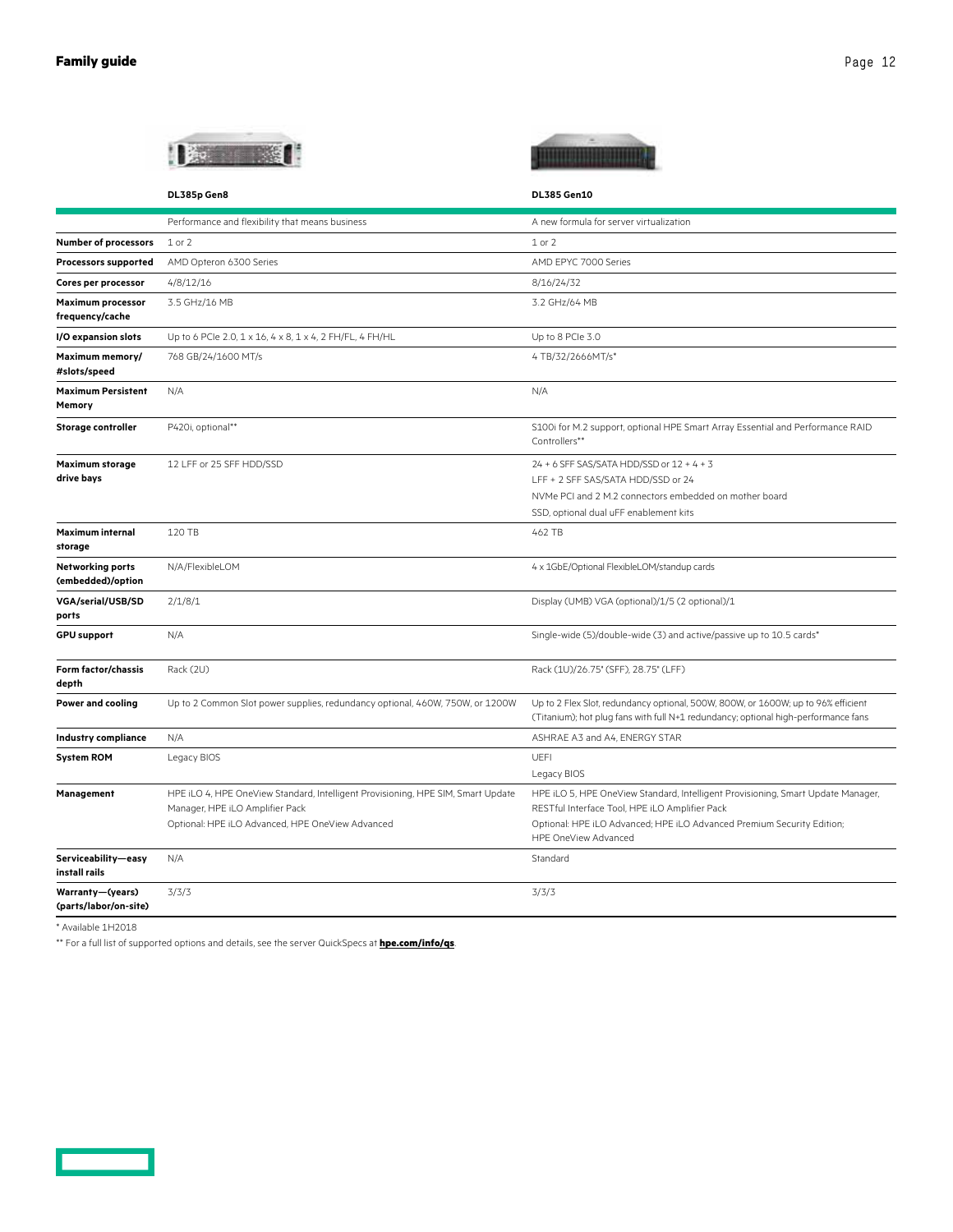| | DL385p Gen8 | DL385 Gen10 |
|---|---|---|
| | Performance and flexibility that means business | A new formula for server virtualization |
| **Number of processors** | 1 or 2 | 1 or 2 |
| **Processors supported** | AMD Opteron 6300 Series | AMD EPYC 7000 Series |
| **Cores per processor** | 4/8/12/16 | 8/16/24/32 |
| **Maximum processor frequency/cache** | 3.5 GHz/16 MB | 3.2 GHz/64 MB |
| **I/O expansion slots** | Up to 6 PCIe 2.0, 1 x 16, 4 x 8, 1 x 4, 2 FH/FL, 4 FH/HL | Up to 8 PCIe 3.0 |
| **Maximum memory/ #slots/speed** | 768 GB/24/1600 MT/s | 4 TB/32/2666MT/s* |
| **Maximum Persistent Memory** | N/A | N/A |
| **Storage controller** | P420i, optional** | S100i for M.2 support, optional HPE Smart Array Essential and Performance RAID Controllers** |
| **Maximum storage drive bays** | 12 LFF or 25 SFF HDD/SSD | 24 + 6 SFF SAS/SATA HDD/SSD or 12 + 4 + 3 LFF + 2 SFF SAS/SATA HDD/SSD or 24 NVMe PCI and 2 M.2 connectors embedded on mother board SSD, optional dual uFF enablement kits |
| **Maximum internal storage** | 120 TB | 462 TB |
| **Networking ports (embedded)/option** | N/A/FlexibleLOM | 4 x 1GbE/Optional FlexibleLOM/standup cards |
| **VGA/serial/USB/SD ports** | 2/1/8/1 | Display (UMB) VGA (optional)/1/5 (2 optional)/1 |
| **GPU support** | N/A | Single-wide (5)/double-wide (3) and active/passive up to 10.5 cards* |
| **Form factor/chassis depth** | Rack (2U) | Rack (1U)/26.75" (SFF), 28.75" (LFF) |
| **Power and cooling** | Up to 2 Common Slot power supplies, redundancy optional, 460W, 750W, or 1200W | Up to 2 Flex Slot, redundancy optional, 500W, 800W, or 1600W; up to 96% efficient (Titanium); hot plug fans with full N+1 redundancy; optional high-performance fans |
| **Industry compliance** | N/A | ASHRAE A3 and A4, ENERGY STAR |
| **System ROM** | Legacy BIOS | UEFI<br>Legacy BIOS |
| **Management** | HPE iLO 4, HPE OneView Standard, Intelligent Provisioning, HPE SIM, Smart Update Manager, HPE iLO Amplifier Pack<br>Optional: HPE iLO Advanced, HPE OneView Advanced | HPE iLO 5, HPE OneView Standard, Intelligent Provisioning, Smart Update Manager, RESTful Interface Tool, HPE iLO Amplifier Pack<br>Optional: HPE iLO Advanced; HPE iLO Advanced Premium Security Edition; HPE OneView Advanced |
| **Serviceability—easy install rails** | N/A | Standard |
| **Warranty—(years) (parts/labor/on-site)** | 3/3/3 | 3/3/3 |

\* Available 1H2018

** For a full list of supported options and details, see the server QuickSpecs at **hpe.com/info/qs**.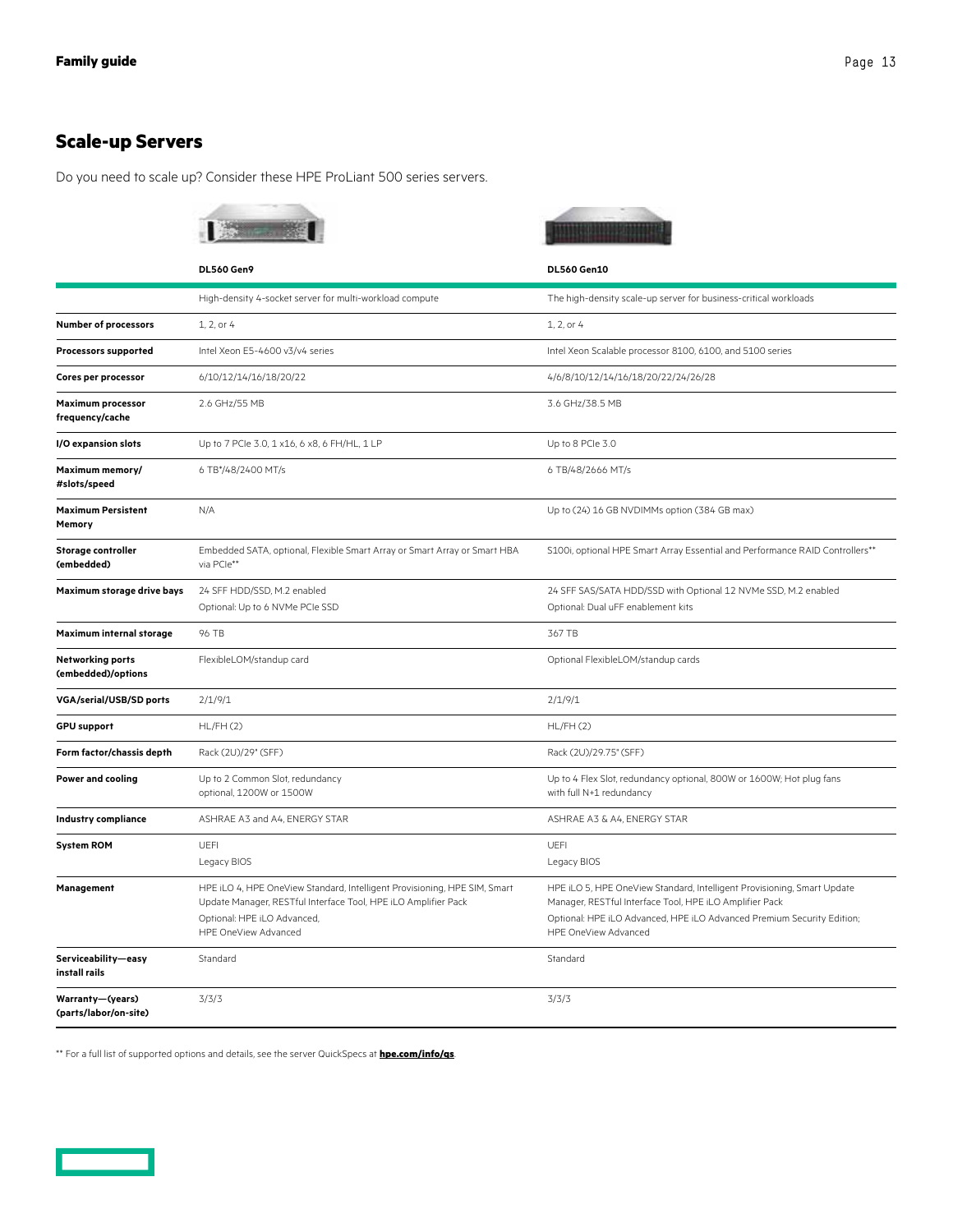## Scale-up Servers

Do you need to scale up? Consider these HPE ProLiant 500 series servers.

| | DL560 Gen9 | DL560 Gen10 |
|---|---|---|
| | High-density 4-socket server for multi-workload compute | The high-density scale-up server for business-critical workloads |
| **Number of processors** | 1, 2, or 4 | 1, 2, or 4 |
| **Processors supported** | Intel Xeon E5-4600 v3/v4 series | Intel Xeon Scalable processor 8100, 6100, and 5100 series |
| **Cores per processor** | 6/10/12/14/16/18/20/22 | 4/6/8/10/12/14/16/18/20/22/24/26/28 |
| **Maximum processor frequency/cache** | 2.6 GHz/55 MB | 3.6 GHz/38.5 MB |
| **I/O expansion slots** | Up to 7 PCIe 3.0, 1 x16, 6 x8, 6 FH/HL, 1 LP | Up to 8 PCIe 3.0 |
| **Maximum memory/ #slots/speed** | 6 TB*/48/2400 MT/s | 6 TB/48/2666 MT/s |
| **Maximum Persistent Memory** | N/A | Up to (24) 16 GB NVDIMMs option (384 GB max) |
| **Storage controller (embedded)** | Embedded SATA, optional, Flexible Smart Array or Smart Array or Smart HBA via PCIe** | S100i, optional HPE Smart Array Essential and Performance RAID Controllers** |
| **Maximum storage drive bays** | 24 SFF HDD/SSD, M.2 enabled<br>Optional: Up to 6 NVMe PCIe SSD | 24 SFF SAS/SATA HDD/SSD with Optional 12 NVMe SSD, M.2 enabled<br>Optional: Dual uFF enablement kits |
| **Maximum internal storage** | 96 TB | 367 TB |
| **Networking ports (embedded)/options** | FlexibleLOM/standup card | Optional FlexibleLOM/standup cards |
| **VGA/serial/USB/SD ports** | 2/1/9/1 | 2/1/9/1 |
| **GPU support** | HL/FH (2) | HL/FH (2) |
| **Form factor/chassis depth** | Rack (2U)/29" (SFF) | Rack (2U)/29.75" (SFF) |
| **Power and cooling** | Up to 2 Common Slot, redundancy optional, 1200W or 1500W | Up to 4 Flex Slot, redundancy optional, 800W or 1600W; Hot plug fans with full N+1 redundancy |
| **Industry compliance** | ASHRAE A3 and A4, ENERGY STAR | ASHRAE A3 & A4, ENERGY STAR |
| **System ROM** | UEFI<br>Legacy BIOS | UEFI<br>Legacy BIOS |
| **Management** | HPE iLO 4, HPE OneView Standard, Intelligent Provisioning, HPE SIM, Smart Update Manager, RESTful Interface Tool, HPE iLO Amplifier Pack<br>Optional: HPE iLO Advanced, HPE OneView Advanced | HPE iLO 5, HPE OneView Standard, Intelligent Provisioning, Smart Update Manager, RESTful Interface Tool, HPE iLO Amplifier Pack<br>Optional: HPE iLO Advanced, HPE iLO Advanced Premium Security Edition; HPE OneView Advanced |
| **Serviceability—easy install rails** | Standard | Standard |
| **Warranty—(years) (parts/labor/on-site)** | 3/3/3 | 3/3/3 |

** For a full list of supported options and details, see the server QuickSpecs at **hpe.com/info/qs**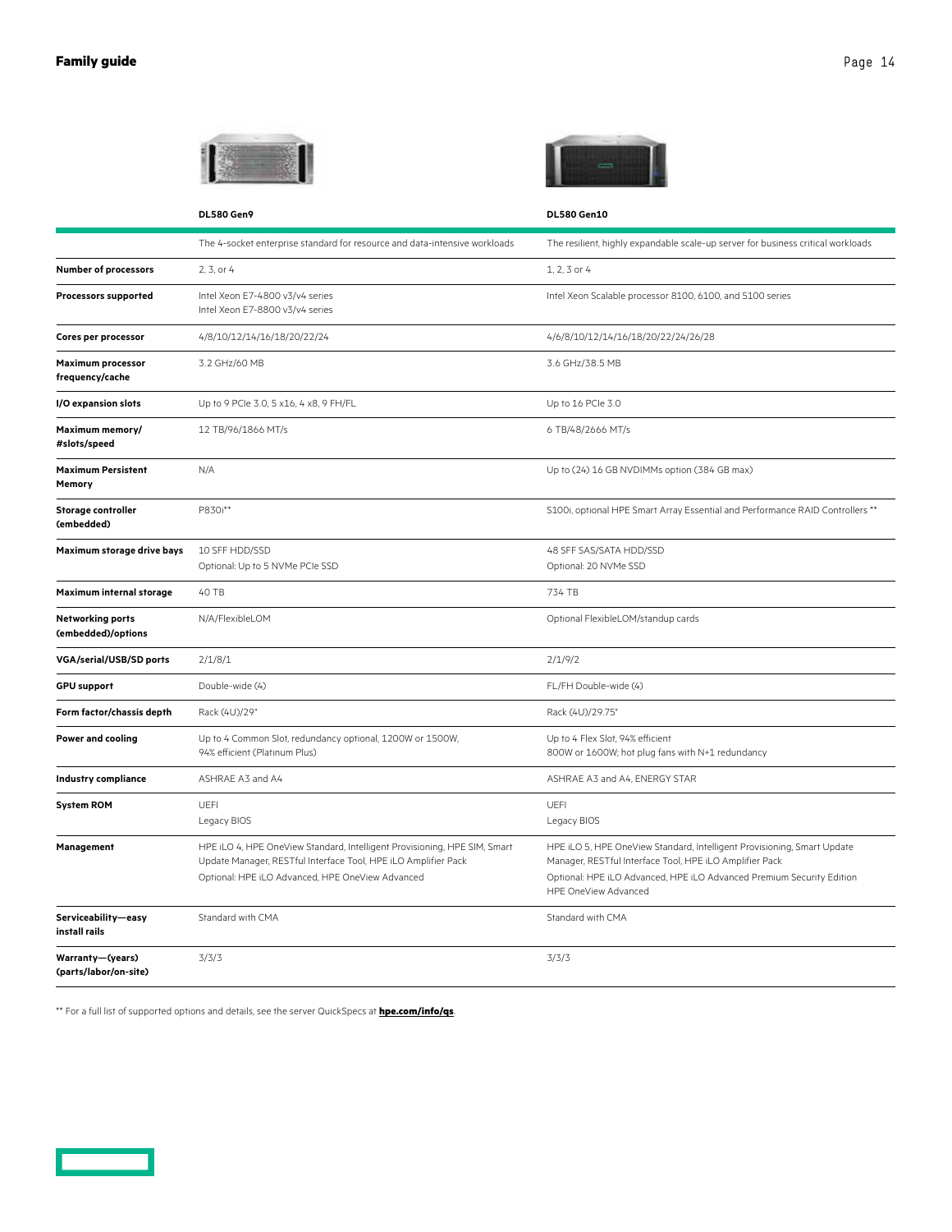| | DL580 Gen9 | DL580 Gen10 |
|---|---|---|
| | The 4-socket enterprise standard for resource and data-intensive workloads | The resilient, highly expandable scale-up server for business critical workloads |
| **Number of processors** | 2, 3, or 4 | 1, 2, 3 or 4 |
| **Processors supported** | Intel Xeon E7-4800 v3/v4 series<br>Intel Xeon E7-8800 v3/v4 series | Intel Xeon Scalable processor 8100, 6100, and 5100 series |
| **Cores per processor** | 4/8/10/12/14/16/18/20/22/24 | 4/6/8/10/12/14/16/18/20/22/24/26/28 |
| **Maximum processor frequency/cache** | 3.2 GHz/60 MB | 3.6 GHz/38.5 MB |
| **I/O expansion slots** | Up to 9 PCIe 3.0, 5 x16, 4 x8, 9 FH/FL | Up to 16 PCIe 3.0 |
| **Maximum memory/ #slots/speed** | 12 TB/96/1866 MT/s | 6 TB/48/2666 MT/s |
| **Maximum Persistent Memory** | N/A | Up to (24) 16 GB NVDIMMs option (384 GB max) |
| **Storage controller (embedded)** | P830i** | S100i, optional HPE Smart Array Essential and Performance RAID Controllers ** |
| **Maximum storage drive bays** | 10 SFF HDD/SSD<br>Optional: Up to 5 NVMe PCIe SSD | 48 SFF SAS/SATA HDD/SSD<br>Optional: 20 NVMe SSD |
| **Maximum internal storage** | 40 TB | 734 TB |
| **Networking ports (embedded)/options** | N/A/FlexibleLOM | Optional FlexibleLOM/standup cards |
| **VGA/serial/USB/SD ports** | 2/1/8/1 | 2/1/9/2 |
| **GPU support** | Double-wide (4) | FL/FH Double-wide (4) |
| **Form factor/chassis depth** | Rack (4U)/29" | Rack (4U)/29.75" |
| **Power and cooling** | Up to 4 Common Slot, redundancy optional, 1200W or 1500W, 94% efficient (Platinum Plus) | Up to 4 Flex Slot, 94% efficient<br>800W or 1600W; hot plug fans with N+1 redundancy |
| **Industry compliance** | ASHRAE A3 and A4 | ASHRAE A3 and A4, ENERGY STAR |
| **System ROM** | UEFI<br>Legacy BIOS | UEFI<br>Legacy BIOS |
| **Management** | HPE iLO 4, HPE OneView Standard, Intelligent Provisioning, HPE SIM, Smart Update Manager, RESTful Interface Tool, HPE iLO Amplifier Pack<br>Optional: HPE iLO Advanced, HPE OneView Advanced | HPE iLO 5, HPE OneView Standard, Intelligent Provisioning, Smart Update Manager, RESTful Interface Tool, HPE iLO Amplifier Pack<br>Optional: HPE iLO Advanced, HPE iLO Advanced Premium Security Edition HPE OneView Advanced |
| **Serviceability—easy install rails** | Standard with CMA | Standard with CMA |
| **Warranty—(years) (parts/labor/on-site)** | 3/3/3 | 3/3/3 |

** For a full list of supported options and details, see the server QuickSpecs at **hpe.com/info/qs**.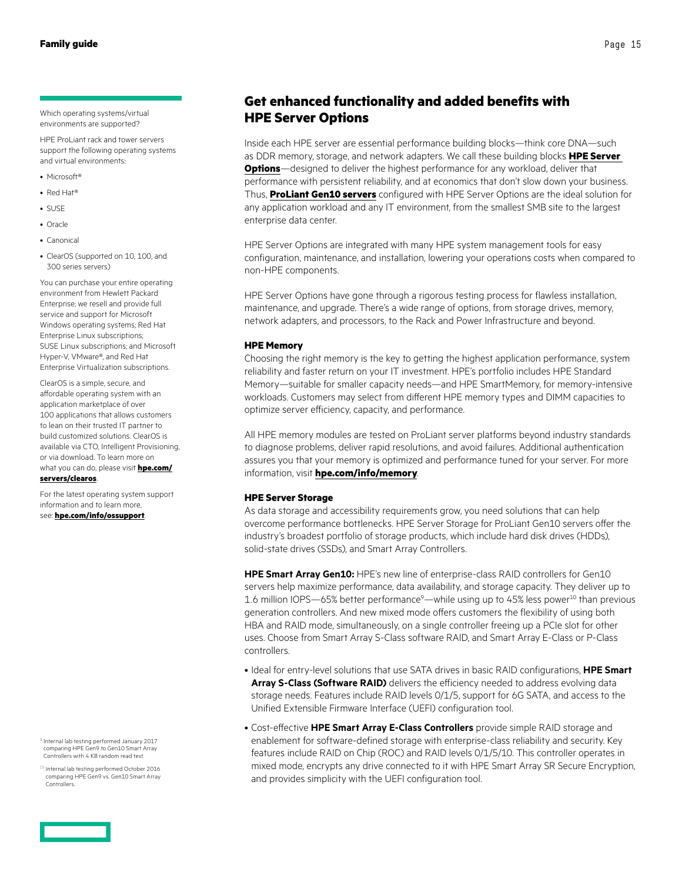Which operating systems/virtual environments are supported?

HPE ProLiant rack and tower servers support the following operating systems and virtual environments:

- Microsoft®
- Red Hat®
- SUSE
- Oracle
- Canonical
- ClearOS (supported on 10, 100, and 300 series servers)

You can purchase your entire operating environment from Hewlett Packard Enterprise; we resell and provide full service and support for Microsoft Windows operating systems; Red Hat Enterprise Linux subscriptions; SUSE Linux subscriptions; and Microsoft Hyper-V, VMware®, and Red Hat Enterprise Virtualization subscriptions.

ClearOS is a simple, secure, and affordable operating system with an application marketplace of over 100 applications that allows customers to lean on their trusted IT partner to build customized solutions. ClearOS is available via CTO, Intelligent Provisioning, or via download. To learn more on what you can do, please visit **hpe.com/servers/clearos**.

For the latest operating system support information and to learn more, see: **hpe.com/info/ossupport**.

## Get enhanced functionality and added benefits with HPE Server Options

Inside each HPE server are essential performance building blocks—think core DNA—such as DDR memory, storage, and network adapters. We call these building blocks **HPE Server Options**—designed to deliver the highest performance for any workload, deliver that performance with persistent reliability, and at economics that don't slow down your business. Thus, **ProLiant Gen10 servers** configured with HPE Server Options are the ideal solution for any application workload and any IT environment, from the smallest SMB site to the largest enterprise data center.

HPE Server Options are integrated with many HPE system management tools for easy configuration, maintenance, and installation, lowering your operations costs when compared to non-HPE components.

HPE Server Options have gone through a rigorous testing process for flawless installation, maintenance, and upgrade. There's a wide range of options, from storage drives, memory, network adapters, and processors, to the Rack and Power Infrastructure and beyond.

**HPE Memory**

Choosing the right memory is the key to getting the highest application performance, system reliability and faster return on your IT investment. HPE's portfolio includes HPE Standard Memory—suitable for smaller capacity needs—and HPE SmartMemory, for memory-intensive workloads. Customers may select from different HPE memory types and DIMM capacities to optimize server efficiency, capacity, and performance.

All HPE memory modules are tested on ProLiant server platforms beyond industry standards to diagnose problems, deliver rapid resolutions, and avoid failures. Additional authentication assures you that your memory is optimized and performance tuned for your server. For more information, visit **hpe.com/info/memory**.

**HPE Server Storage**

As data storage and accessibility requirements grow, you need solutions that can help overcome performance bottlenecks. HPE Server Storage for ProLiant Gen10 servers offer the industry's broadest portfolio of storage products, which include hard disk drives (HDDs), solid-state drives (SSDs), and Smart Array Controllers.

**HPE Smart Array Gen10:** HPE's new line of enterprise-class RAID controllers for Gen10 servers help maximize performance, data availability, and storage capacity. They deliver up to 1.6 million IOPS—65% better performance[9]—while using up to 45% less power[10] than previous generation controllers. And new mixed mode offers customers the flexibility of using both HBA and RAID mode, simultaneously, on a single controller freeing up a PCIe slot for other uses. Choose from Smart Array S-Class software RAID, and Smart Array E-Class or P-Class controllers.

- Ideal for entry-level solutions that use SATA drives in basic RAID configurations, **HPE Smart Array S-Class (Software RAID)** delivers the efficiency needed to address evolving data storage needs. Features include RAID levels 0/1/5, support for 6G SATA, and access to the Unified Extensible Firmware Interface (UEFI) configuration tool.
- Cost-effective **HPE Smart Array E-Class Controllers** provide simple RAID storage and enablement for software-defined storage with enterprise-class reliability and security. Key features include RAID on Chip (ROC) and RAID levels 0/1/5/10. This controller operates in mixed mode, encrypts any drive connected to it with HPE Smart Array SR Secure Encryption, and provides simplicity with the UEFI configuration tool.

[9] Internal lab testing performed January 2017 comparing HPE Gen9 to Gen10 Smart Array Controllers with 4 KB random read test.

[10] Internal lab testing performed October 2016 comparing HPE Gen9 vs. Gen10 Smart Array Controllers.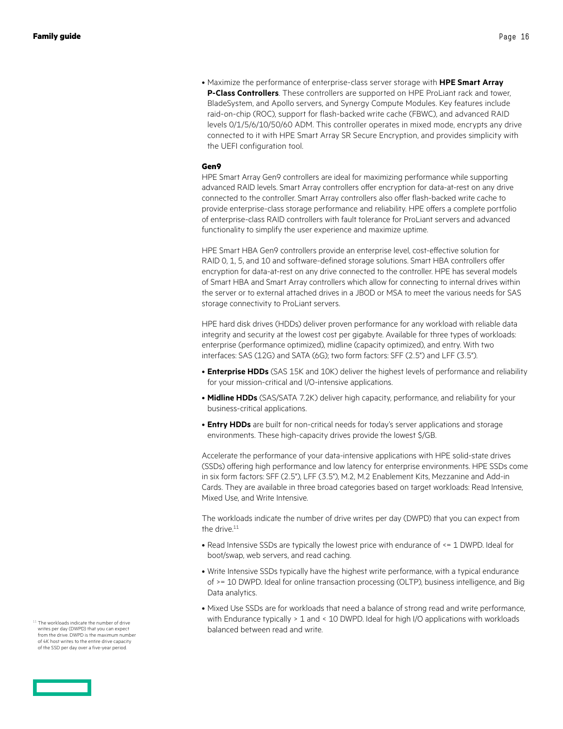- Maximize the performance of enterprise-class server storage with **HPE Smart Array P-Class Controllers**. These controllers are supported on HPE ProLiant rack and tower, BladeSystem, and Apollo servers, and Synergy Compute Modules. Key features include raid-on-chip (ROC), support for flash-backed write cache (FBWC), and advanced RAID levels 0/1/5/6/10/50/60 ADM. This controller operates in mixed mode, encrypts any drive connected to it with HPE Smart Array SR Secure Encryption, and provides simplicity with the UEFI configuration tool.

**Gen9**

HPE Smart Array Gen9 controllers are ideal for maximizing performance while supporting advanced RAID levels. Smart Array controllers offer encryption for data-at-rest on any drive connected to the controller. Smart Array controllers also offer flash-backed write cache to provide enterprise-class storage performance and reliability. HPE offers a complete portfolio of enterprise-class RAID controllers with fault tolerance for ProLiant servers and advanced functionality to simplify the user experience and maximize uptime.

HPE Smart HBA Gen9 controllers provide an enterprise level, cost-effective solution for RAID 0, 1, 5, and 10 and software-defined storage solutions. Smart HBA controllers offer encryption for data-at-rest on any drive connected to the controller. HPE has several models of Smart HBA and Smart Array controllers which allow for connecting to internal drives within the server or to external attached drives in a JBOD or MSA to meet the various needs for SAS storage connectivity to ProLiant servers.

HPE hard disk drives (HDDs) deliver proven performance for any workload with reliable data integrity and security at the lowest cost per gigabyte. Available for three types of workloads: enterprise (performance optimized), midline (capacity optimized), and entry. With two interfaces: SAS (12G) and SATA (6G); two form factors: SFF (2.5") and LFF (3.5").

- **Enterprise HDDs** (SAS 15K and 10K) deliver the highest levels of performance and reliability for your mission-critical and I/O-intensive applications.
- **Midline HDDs** (SAS/SATA 7.2K) deliver high capacity, performance, and reliability for your business-critical applications.
- **Entry HDDs** are built for non-critical needs for today's server applications and storage environments. These high-capacity drives provide the lowest $/GB.

Accelerate the performance of your data-intensive applications with HPE solid-state drives (SSDs) offering high performance and low latency for enterprise environments. HPE SSDs come in six form factors: SFF (2.5"), LFF (3.5"), M.2, M.2 Enablement Kits, Mezzanine and Add-in Cards. They are available in three broad categories based on target workloads: Read Intensive, Mixed Use, and Write Intensive.

The workloads indicate the number of drive writes per day (DWPD) that you can expect from the drive.[11]

- Read Intensive SSDs are typically the lowest price with endurance of <= 1 DWPD. Ideal for boot/swap, web servers, and read caching.
- Write Intensive SSDs typically have the highest write performance, with a typical endurance of >= 10 DWPD. Ideal for online transaction processing (OLTP), business intelligence, and Big Data analytics.
- Mixed Use SSDs are for workloads that need a balance of strong read and write performance, with Endurance typically > 1 and < 10 DWPD. Ideal for high I/O applications with workloads balanced between read and write.

[11] The workloads indicate the number of drive writes per day (DWPD) that you can expect from the drive. DWPD is the maximum number of 4K host writes to the entire drive capacity of the SSD per day over a five-year period.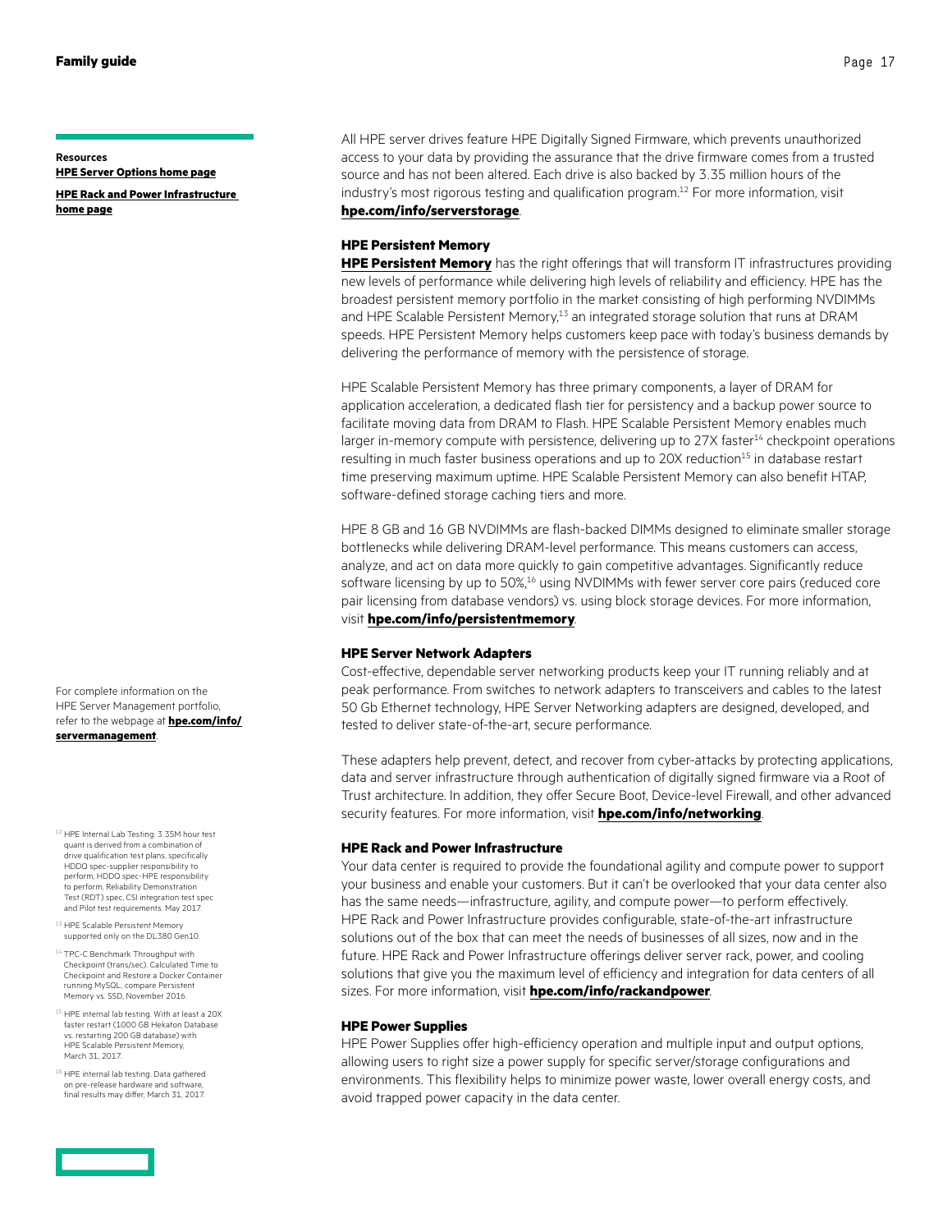**Resources**
**HPE Server Options home page**

**HPE Rack and Power Infrastructure home page**

All HPE server drives feature HPE Digitally Signed Firmware, which prevents unauthorized access to your data by providing the assurance that the drive firmware comes from a trusted source and has not been altered. Each drive is also backed by 3.35 million hours of the industry's most rigorous testing and qualification program.[12] For more information, visit **hpe.com/info/serverstorage**.

### HPE Persistent Memory

**HPE Persistent Memory** has the right offerings that will transform IT infrastructures providing new levels of performance while delivering high levels of reliability and efficiency. HPE has the broadest persistent memory portfolio in the market consisting of high performing NVDIMMs and HPE Scalable Persistent Memory,[13] an integrated storage solution that runs at DRAM speeds. HPE Persistent Memory helps customers keep pace with today's business demands by delivering the performance of memory with the persistence of storage.

HPE Scalable Persistent Memory has three primary components, a layer of DRAM for application acceleration, a dedicated flash tier for persistency and a backup power source to facilitate moving data from DRAM to Flash. HPE Scalable Persistent Memory enables much larger in-memory compute with persistence, delivering up to 27X faster[14] checkpoint operations resulting in much faster business operations and up to 20X reduction[15] in database restart time preserving maximum uptime. HPE Scalable Persistent Memory can also benefit HTAP, software-defined storage caching tiers and more.

HPE 8 GB and 16 GB NVDIMMs are flash-backed DIMMs designed to eliminate smaller storage bottlenecks while delivering DRAM-level performance. This means customers can access, analyze, and act on data more quickly to gain competitive advantages. Significantly reduce software licensing by up to 50%,[16] using NVDIMMs with fewer server core pairs (reduced core pair licensing from database vendors) vs. using block storage devices. For more information, visit **hpe.com/info/persistentmemory**.

### HPE Server Network Adapters

Cost-effective, dependable server networking products keep your IT running reliably and at peak performance. From switches to network adapters to transceivers and cables to the latest 50 Gb Ethernet technology, HPE Server Networking adapters are designed, developed, and tested to deliver state-of-the-art, secure performance.

These adapters help prevent, detect, and recover from cyber-attacks by protecting applications, data and server infrastructure through authentication of digitally signed firmware via a Root of Trust architecture. In addition, they offer Secure Boot, Device-level Firewall, and other advanced security features. For more information, visit **hpe.com/info/networking**.

For complete information on the HPE Server Management portfolio, refer to the webpage at **hpe.com/info/servermanagement**.

### HPE Rack and Power Infrastructure

Your data center is required to provide the foundational agility and compute power to support your business and enable your customers. But it can't be overlooked that your data center also has the same needs—infrastructure, agility, and compute power—to perform effectively. HPE Rack and Power Infrastructure provides configurable, state-of-the-art infrastructure solutions out of the box that can meet the needs of businesses of all sizes, now and in the future. HPE Rack and Power Infrastructure offerings deliver server rack, power, and cooling solutions that give you the maximum level of efficiency and integration for data centers of all sizes. For more information, visit **hpe.com/info/rackandpower**.

### HPE Power Supplies

HPE Power Supplies offer high-efficiency operation and multiple input and output options, allowing users to right size a power supply for specific server/storage configurations and environments. This flexibility helps to minimize power waste, lower overall energy costs, and avoid trapped power capacity in the data center.

[12] HPE Internal Lab Testing. 3.35M hour test quant is derived from a combination of drive qualification test plans, specifically HDDQ spec-supplier responsibility to perform, HDDQ spec-HPE responsibility to perform, Reliability Demonstration Test (RDT) spec, CSI integration test spec and Pilot test requirements. May 2017.

[13] HPE Scalable Persistent Memory supported only on the DL380 Gen10.

[14] TPC-C Benchmark Throughput with Checkpoint (trans/sec). Calculated Time to Checkpoint and Restore a Docker Container running MySQL, compare Persistent Memory vs. SSD, November 2016.

[15] HPE internal lab testing. With at least a 20X faster restart (1000 GB Hekaton Database vs. restarting 200 GB database) with HPE Scalable Persistent Memory, March 31, 2017.

[16] HPE internal lab testing. Data gathered on pre-release hardware and software, final results may differ, March 31, 2017.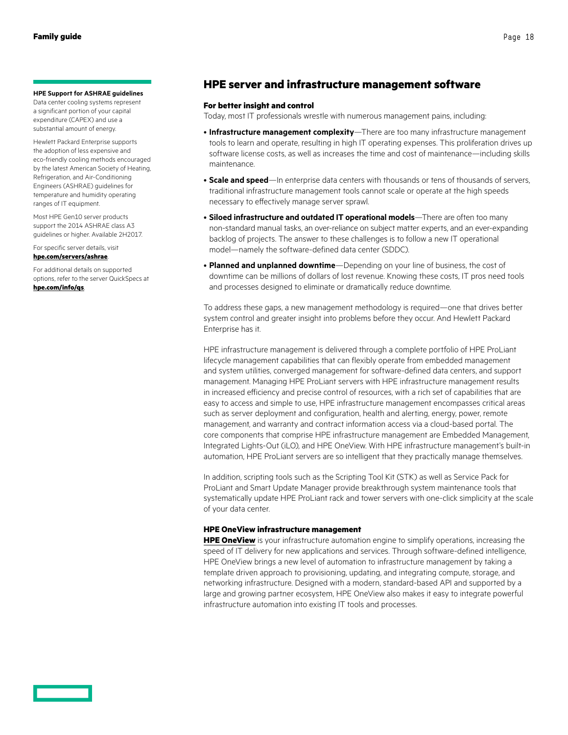## HPE server and infrastructure management software

### For better insight and control

Today, most IT professionals wrestle with numerous management pains, including:

- **Infrastructure management complexity**—There are too many infrastructure management tools to learn and operate, resulting in high IT operating expenses. This proliferation drives up software license costs, as well as increases the time and cost of maintenance—including skills maintenance.
- **Scale and speed**—In enterprise data centers with thousands or tens of thousands of servers, traditional infrastructure management tools cannot scale or operate at the high speeds necessary to effectively manage server sprawl.
- **Siloed infrastructure and outdated IT operational models**—There are often too many non-standard manual tasks, an over-reliance on subject matter experts, and an ever-expanding backlog of projects. The answer to these challenges is to follow a new IT operational model—namely the software-defined data center (SDDC).
- **Planned and unplanned downtime**—Depending on your line of business, the cost of downtime can be millions of dollars of lost revenue. Knowing these costs, IT pros need tools and processes designed to eliminate or dramatically reduce downtime.

To address these gaps, a new management methodology is required—one that drives better system control and greater insight into problems before they occur. And Hewlett Packard Enterprise has it.

HPE infrastructure management is delivered through a complete portfolio of HPE ProLiant lifecycle management capabilities that can flexibly operate from embedded management and system utilities, converged management for software-defined data centers, and support management. Managing HPE ProLiant servers with HPE infrastructure management results in increased efficiency and precise control of resources, with a rich set of capabilities that are easy to access and simple to use, HPE infrastructure management encompasses critical areas such as server deployment and configuration, health and alerting, energy, power, remote management, and warranty and contract information access via a cloud-based portal. The core components that comprise HPE infrastructure management are Embedded Management, Integrated Lights-Out (iLO), and HPE OneView. With HPE infrastructure management's built-in automation, HPE ProLiant servers are so intelligent that they practically manage themselves.

In addition, scripting tools such as the Scripting Tool Kit (STK) as well as Service Pack for ProLiant and Smart Update Manager provide breakthrough system maintenance tools that systematically update HPE ProLiant rack and tower servers with one-click simplicity at the scale of your data center.

### HPE OneView infrastructure management

**HPE OneView** is your infrastructure automation engine to simplify operations, increasing the speed of IT delivery for new applications and services. Through software-defined intelligence, HPE OneView brings a new level of automation to infrastructure management by taking a template driven approach to provisioning, updating, and integrating compute, storage, and networking infrastructure. Designed with a modern, standard-based API and supported by a large and growing partner ecosystem, HPE OneView also makes it easy to integrate powerful infrastructure automation into existing IT tools and processes.

**HPE Support for ASHRAE guidelines**

Data center cooling systems represent a significant portion of your capital expenditure (CAPEX) and use a substantial amount of energy.

Hewlett Packard Enterprise supports the adoption of less expensive and eco-friendly cooling methods encouraged by the latest American Society of Heating, Refrigeration, and Air-Conditioning Engineers (ASHRAE) guidelines for temperature and humidity operating ranges of IT equipment.

Most HPE Gen10 server products support the 2014 ASHRAE class A3 guidelines or higher. Available 2H2017.

For specific server details, visit **hpe.com/servers/ashrae**.

For additional details on supported options, refer to the server QuickSpecs at **hpe.com/info/qs**.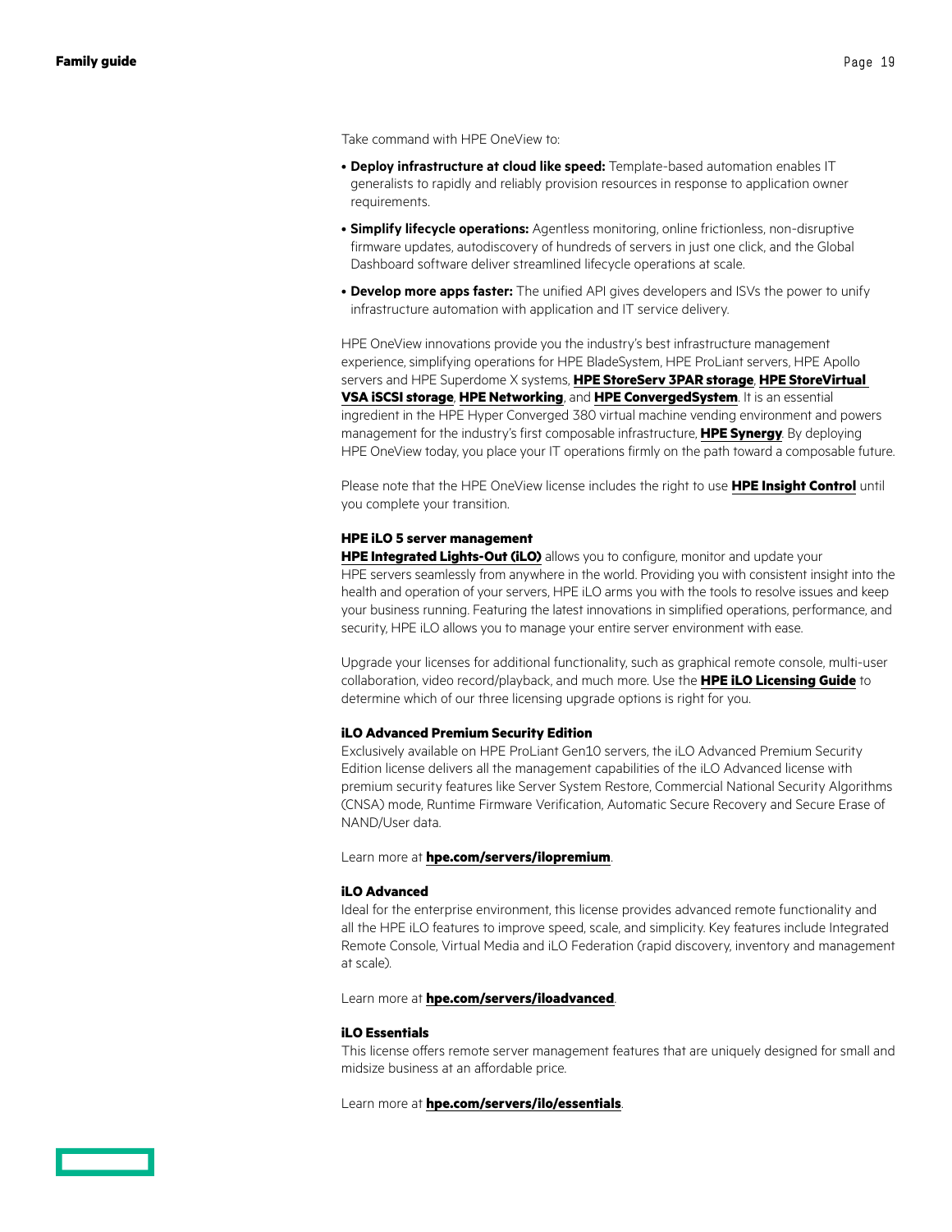Take command with HPE OneView to:

- **Deploy infrastructure at cloud like speed:** Template-based automation enables IT generalists to rapidly and reliably provision resources in response to application owner requirements.
- **Simplify lifecycle operations:** Agentless monitoring, online frictionless, non-disruptive firmware updates, autodiscovery of hundreds of servers in just one click, and the Global Dashboard software deliver streamlined lifecycle operations at scale.
- **Develop more apps faster:** The unified API gives developers and ISVs the power to unify infrastructure automation with application and IT service delivery.

HPE OneView innovations provide you the industry's best infrastructure management experience, simplifying operations for HPE BladeSystem, HPE ProLiant servers, HPE Apollo servers and HPE Superdome X systems, **HPE StoreServ 3PAR storage**, **HPE StoreVirtual VSA iSCSI storage**, **HPE Networking**, and **HPE ConvergedSystem**. It is an essential ingredient in the HPE Hyper Converged 380 virtual machine vending environment and powers management for the industry's first composable infrastructure, **HPE Synergy**. By deploying HPE OneView today, you place your IT operations firmly on the path toward a composable future.

Please note that the HPE OneView license includes the right to use **HPE Insight Control** until you complete your transition.

**HPE iLO 5 server management**

**HPE Integrated Lights-Out (iLO)** allows you to configure, monitor and update your HPE servers seamlessly from anywhere in the world. Providing you with consistent insight into the health and operation of your servers, HPE iLO arms you with the tools to resolve issues and keep your business running. Featuring the latest innovations in simplified operations, performance, and security, HPE iLO allows you to manage your entire server environment with ease.

Upgrade your licenses for additional functionality, such as graphical remote console, multi-user collaboration, video record/playback, and much more. Use the **HPE iLO Licensing Guide** to determine which of our three licensing upgrade options is right for you.

**iLO Advanced Premium Security Edition**

Exclusively available on HPE ProLiant Gen10 servers, the iLO Advanced Premium Security Edition license delivers all the management capabilities of the iLO Advanced license with premium security features like Server System Restore, Commercial National Security Algorithms (CNSA) mode, Runtime Firmware Verification, Automatic Secure Recovery and Secure Erase of NAND/User data.

Learn more at **hpe.com/servers/ilopremium**.

**iLO Advanced**

Ideal for the enterprise environment, this license provides advanced remote functionality and all the HPE iLO features to improve speed, scale, and simplicity. Key features include Integrated Remote Console, Virtual Media and iLO Federation (rapid discovery, inventory and management at scale).

Learn more at **hpe.com/servers/iloadvanced**.

**iLO Essentials**

This license offers remote server management features that are uniquely designed for small and midsize business at an affordable price.

Learn more at **hpe.com/servers/ilo/essentials**.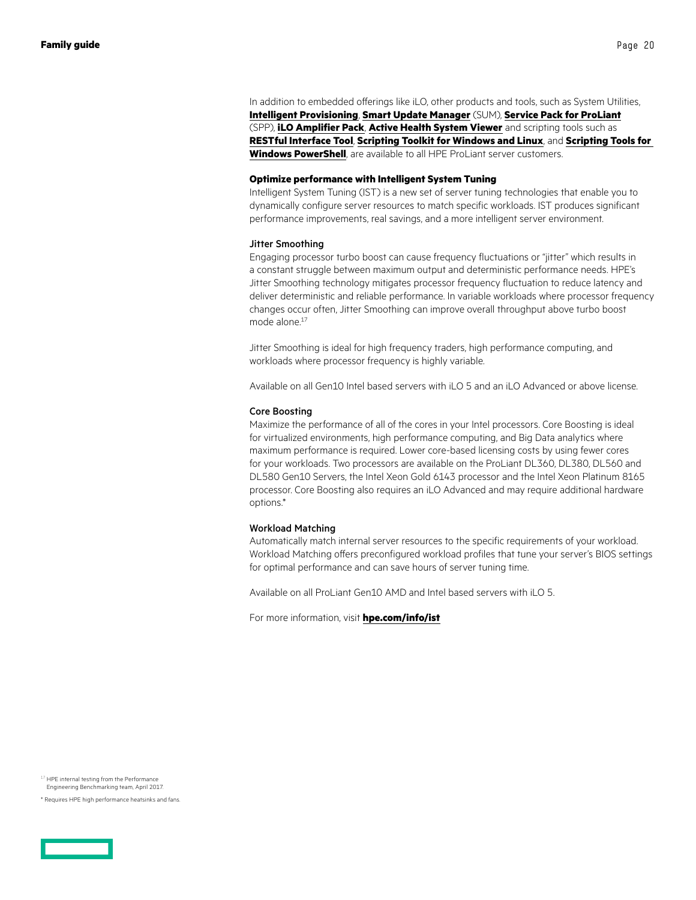In addition to embedded offerings like iLO, other products and tools, such as System Utilities, **Intelligent Provisioning**, **Smart Update Manager** (SUM), **Service Pack for ProLiant** (SPP), **iLO Amplifier Pack**, **Active Health System Viewer** and scripting tools such as **RESTful Interface Tool**, **Scripting Toolkit for Windows and Linux**, and **Scripting Tools for Windows PowerShell**, are available to all HPE ProLiant server customers.

**Optimize performance with Intelligent System Tuning**

Intelligent System Tuning (IST) is a new set of server tuning technologies that enable you to dynamically configure server resources to match specific workloads. IST produces significant performance improvements, real savings, and a more intelligent server environment.

Jitter Smoothing

Engaging processor turbo boost can cause frequency fluctuations or "jitter" which results in a constant struggle between maximum output and deterministic performance needs. HPE's Jitter Smoothing technology mitigates processor frequency fluctuation to reduce latency and deliver deterministic and reliable performance. In variable workloads where processor frequency changes occur often, Jitter Smoothing can improve overall throughput above turbo boost mode alone.[17]

Jitter Smoothing is ideal for high frequency traders, high performance computing, and workloads where processor frequency is highly variable.

Available on all Gen10 Intel based servers with iLO 5 and an iLO Advanced or above license.

Core Boosting

Maximize the performance of all of the cores in your Intel processors. Core Boosting is ideal for virtualized environments, high performance computing, and Big Data analytics where maximum performance is required. Lower core-based licensing costs by using fewer cores for your workloads. Two processors are available on the ProLiant DL360, DL380, DL560 and DL580 Gen10 Servers, the Intel Xeon Gold 6143 processor and the Intel Xeon Platinum 8165 processor. Core Boosting also requires an iLO Advanced and may require additional hardware options.*

Workload Matching

Automatically match internal server resources to the specific requirements of your workload. Workload Matching offers preconfigured workload profiles that tune your server's BIOS settings for optimal performance and can save hours of server tuning time.

Available on all ProLiant Gen10 AMD and Intel based servers with iLO 5.

For more information, visit **hpe.com/info/ist**

[17] HPE internal testing from the Performance Engineering Benchmarking team, April 2017.

* Requires HPE high performance heatsinks and fans.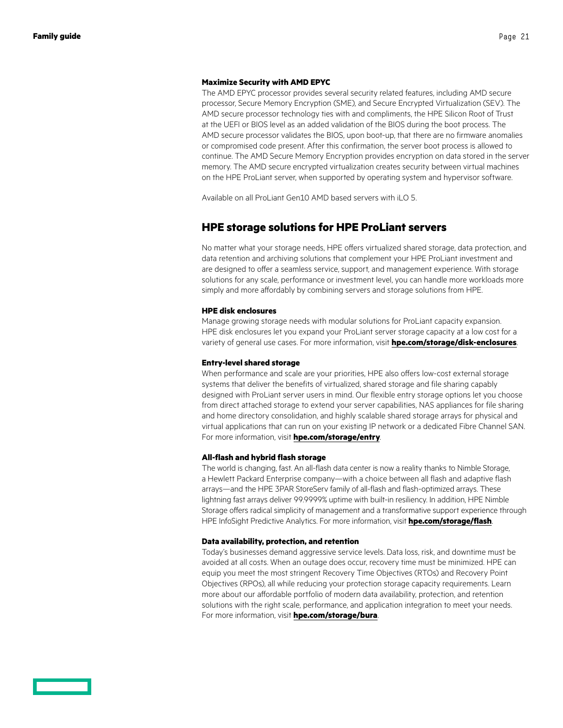**Maximize Security with AMD EPYC**

The AMD EPYC processor provides several security related features, including AMD secure processor, Secure Memory Encryption (SME), and Secure Encrypted Virtualization (SEV). The AMD secure processor technology ties with and compliments, the HPE Silicon Root of Trust at the UEFI or BIOS level as an added validation of the BIOS during the boot process. The AMD secure processor validates the BIOS, upon boot-up, that there are no firmware anomalies or compromised code present. After this confirmation, the server boot process is allowed to continue. The AMD Secure Memory Encryption provides encryption on data stored in the server memory. The AMD secure encrypted virtualization creates security between virtual machines on the HPE ProLiant server, when supported by operating system and hypervisor software.

Available on all ProLiant Gen10 AMD based servers with iLO 5.

## HPE storage solutions for HPE ProLiant servers

No matter what your storage needs, HPE offers virtualized shared storage, data protection, and data retention and archiving solutions that complement your HPE ProLiant investment and are designed to offer a seamless service, support, and management experience. With storage solutions for any scale, performance or investment level, you can handle more workloads more simply and more affordably by combining servers and storage solutions from HPE.

**HPE disk enclosures**

Manage growing storage needs with modular solutions for ProLiant capacity expansion. HPE disk enclosures let you expand your ProLiant server storage capacity at a low cost for a variety of general use cases. For more information, visit **hpe.com/storage/disk-enclosures**.

**Entry-level shared storage**

When performance and scale are your priorities, HPE also offers low-cost external storage systems that deliver the benefits of virtualized, shared storage and file sharing capably designed with ProLiant server users in mind. Our flexible entry storage options let you choose from direct attached storage to extend your server capabilities, NAS appliances for file sharing and home directory consolidation, and highly scalable shared storage arrays for physical and virtual applications that can run on your existing IP network or a dedicated Fibre Channel SAN. For more information, visit **hpe.com/storage/entry**.

**All-flash and hybrid flash storage**

The world is changing, fast. An all-flash data center is now a reality thanks to Nimble Storage, a Hewlett Packard Enterprise company—with a choice between all flash and adaptive flash arrays—and the HPE 3PAR StoreServ family of all-flash and flash-optimized arrays. These lightning fast arrays deliver 99.9999% uptime with built-in resiliency. In addition, HPE Nimble Storage offers radical simplicity of management and a transformative support experience through HPE InfoSight Predictive Analytics. For more information, visit **hpe.com/storage/flash**.

**Data availability, protection, and retention**

Today's businesses demand aggressive service levels. Data loss, risk, and downtime must be avoided at all costs. When an outage does occur, recovery time must be minimized. HPE can equip you meet the most stringent Recovery Time Objectives (RTOs) and Recovery Point Objectives (RPOs), all while reducing your protection storage capacity requirements. Learn more about our affordable portfolio of modern data availability, protection, and retention solutions with the right scale, performance, and application integration to meet your needs. For more information, visit **hpe.com/storage/bura**.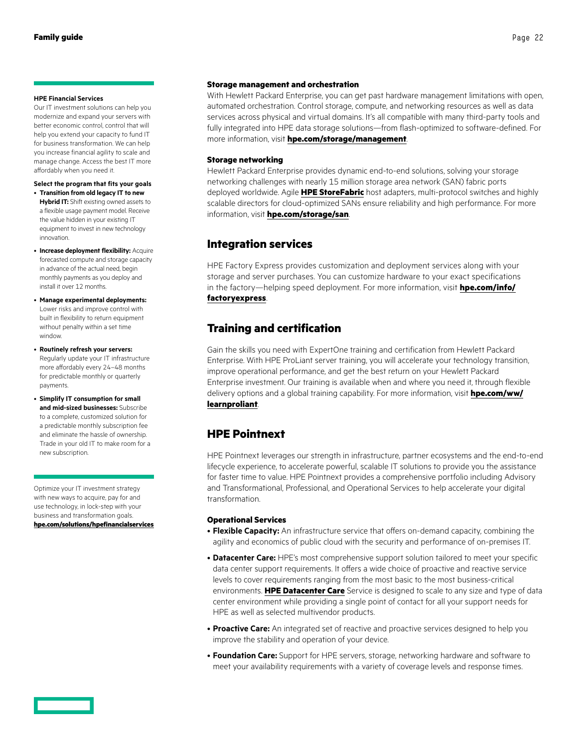**HPE Financial Services**

Our IT investment solutions can help you modernize and expand your servers with better economic control, control that will help you extend your capacity to fund IT for business transformation. We can help you increase financial agility to scale and manage change. Access the best IT more affordably when you need it.

**Select the program that fits your goals**

- **Transition from old legacy IT to new Hybrid IT:** Shift existing owned assets to a flexible usage payment model. Receive the value hidden in your existing IT equipment to invest in new technology innovation.
- **Increase deployment flexibility:** Acquire forecasted compute and storage capacity in advance of the actual need, begin monthly payments as you deploy and install it over 12 months.
- **Manage experimental deployments:** Lower risks and improve control with built in flexibility to return equipment without penalty within a set time window.
- **Routinely refresh your servers:** Regularly update your IT infrastructure more affordably every 24–48 months for predictable monthly or quarterly payments.
- **Simplify IT consumption for small and mid-sized businesses:** Subscribe to a complete, customized solution for a predictable monthly subscription fee and eliminate the hassle of ownership. Trade in your old IT to make room for a new subscription.

Optimize your IT investment strategy with new ways to acquire, pay for and use technology, in lock-step with your business and transformation goals.
**hpe.com/solutions/hpefinancialservices**

**Storage management and orchestration**

With Hewlett Packard Enterprise, you can get past hardware management limitations with open, automated orchestration. Control storage, compute, and networking resources as well as data services across physical and virtual domains. It's all compatible with many third-party tools and fully integrated into HPE data storage solutions—from flash-optimized to software-defined. For more information, visit **hpe.com/storage/management**.

**Storage networking**

Hewlett Packard Enterprise provides dynamic end-to-end solutions, solving your storage networking challenges with nearly 15 million storage area network (SAN) fabric ports deployed worldwide. Agile **HPE StoreFabric** host adapters, multi-protocol switches and highly scalable directors for cloud-optimized SANs ensure reliability and high performance. For more information, visit **hpe.com/storage/san**.

## Integration services

HPE Factory Express provides customization and deployment services along with your storage and server purchases. You can customize hardware to your exact specifications in the factory—helping speed deployment. For more information, visit **hpe.com/info/factoryexpress**.

## Training and certification

Gain the skills you need with ExpertOne training and certification from Hewlett Packard Enterprise. With HPE ProLiant server training, you will accelerate your technology transition, improve operational performance, and get the best return on your Hewlett Packard Enterprise investment. Our training is available when and where you need it, through flexible delivery options and a global training capability. For more information, visit **hpe.com/ww/learnproliant**.

## HPE Pointnext

HPE Pointnext leverages our strength in infrastructure, partner ecosystems and the end-to-end lifecycle experience, to accelerate powerful, scalable IT solutions to provide you the assistance for faster time to value. HPE Pointnext provides a comprehensive portfolio including Advisory and Transformational, Professional, and Operational Services to help accelerate your digital transformation.

**Operational Services**

- **Flexible Capacity:** An infrastructure service that offers on-demand capacity, combining the agility and economics of public cloud with the security and performance of on-premises IT.
- **Datacenter Care:** HPE's most comprehensive support solution tailored to meet your specific data center support requirements. It offers a wide choice of proactive and reactive service levels to cover requirements ranging from the most basic to the most business-critical environments. **HPE Datacenter Care** Service is designed to scale to any size and type of data center environment while providing a single point of contact for all your support needs for HPE as well as selected multivendor products.
- **Proactive Care:** An integrated set of reactive and proactive services designed to help you improve the stability and operation of your device.
- **Foundation Care:** Support for HPE servers, storage, networking hardware and software to meet your availability requirements with a variety of coverage levels and response times.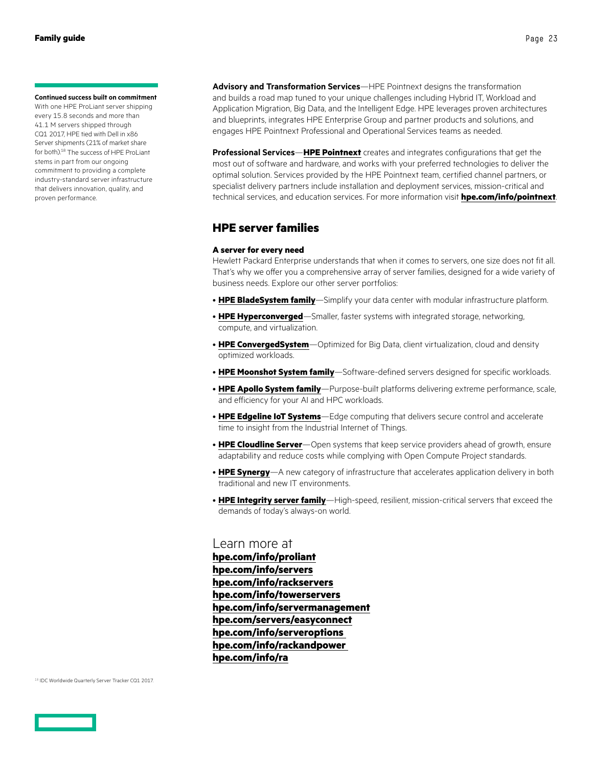**Continued success built on commitment**

With one HPE ProLiant server shipping every 15.8 seconds and more than 41.1 M servers shipped through CQ1 2017, HPE tied with Dell in x86 Server shipments (21% of market share for both).[18] The success of HPE ProLiant stems in part from our ongoing commitment to providing a complete industry-standard server infrastructure that delivers innovation, quality, and proven performance.

**Advisory and Transformation Services**—HPE Pointnext designs the transformation and builds a road map tuned to your unique challenges including Hybrid IT, Workload and Application Migration, Big Data, and the Intelligent Edge. HPE leverages proven architectures and blueprints, integrates HPE Enterprise Group and partner products and solutions, and engages HPE Pointnext Professional and Operational Services teams as needed.

**Professional Services**—**HPE Pointnext** creates and integrates configurations that get the most out of software and hardware, and works with your preferred technologies to deliver the optimal solution. Services provided by the HPE Pointnext team, certified channel partners, or specialist delivery partners include installation and deployment services, mission-critical and technical services, and education services. For more information visit **hpe.com/info/pointnext**.

## HPE server families

### A server for every need

Hewlett Packard Enterprise understands that when it comes to servers, one size does not fit all. That's why we offer you a comprehensive array of server families, designed for a wide variety of business needs. Explore our other server portfolios:

- **HPE BladeSystem family**—Simplify your data center with modular infrastructure platform.
- **HPE Hyperconverged**—Smaller, faster systems with integrated storage, networking, compute, and virtualization.
- **HPE ConvergedSystem**—Optimized for Big Data, client virtualization, cloud and density optimized workloads.
- **HPE Moonshot System family**—Software-defined servers designed for specific workloads.
- **HPE Apollo System family**—Purpose-built platforms delivering extreme performance, scale, and efficiency for your AI and HPC workloads.
- **HPE Edgeline IoT Systems**—Edge computing that delivers secure control and accelerate time to insight from the Industrial Internet of Things.
- **HPE Cloudline Server**—Open systems that keep service providers ahead of growth, ensure adaptability and reduce costs while complying with Open Compute Project standards.
- **HPE Synergy**—A new category of infrastructure that accelerates application delivery in both traditional and new IT environments.
- **HPE Integrity server family**—High-speed, resilient, mission-critical servers that exceed the demands of today's always-on world.

Learn more at
**hpe.com/info/proliant**
**hpe.com/info/servers**
**hpe.com/info/rackservers**
**hpe.com/info/towerservers**
**hpe.com/info/servermanagement**
**hpe.com/servers/easyconnect**
**hpe.com/info/serveroptions**
**hpe.com/info/rackandpower**
**hpe.com/info/ra**

[18] IDC Worldwide Quarterly Server Tracker CQ1 2017.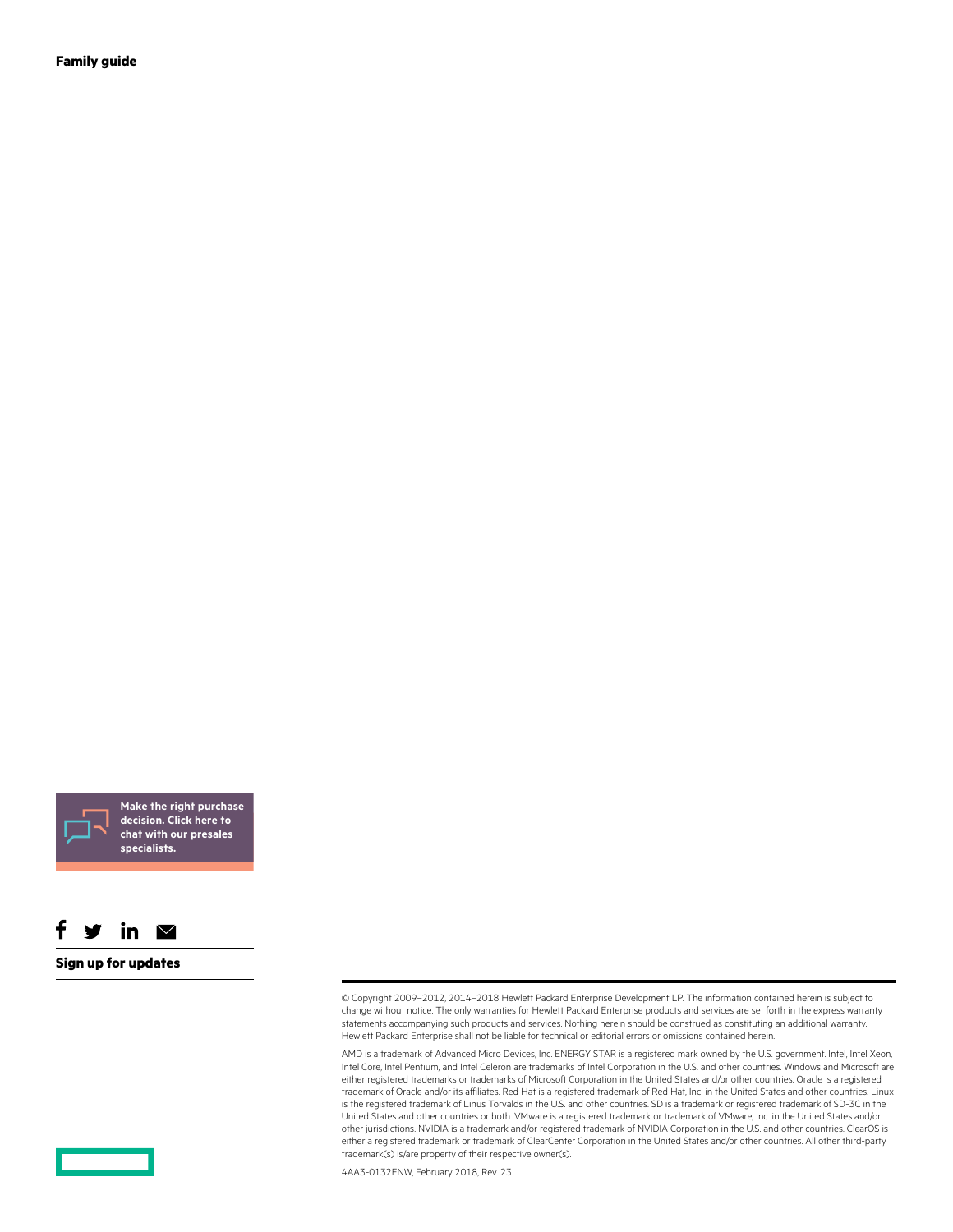Make the right purchase decision. Click here to chat with our presales specialists.

**Sign up for updates**

© Copyright 2009–2012, 2014–2018 Hewlett Packard Enterprise Development LP. The information contained herein is subject to change without notice. The only warranties for Hewlett Packard Enterprise products and services are set forth in the express warranty statements accompanying such products and services. Nothing herein should be construed as constituting an additional warranty. Hewlett Packard Enterprise shall not be liable for technical or editorial errors or omissions contained herein.

AMD is a trademark of Advanced Micro Devices, Inc. ENERGY STAR is a registered mark owned by the U.S. government. Intel, Intel Xeon, Intel Core, Intel Pentium, and Intel Celeron are trademarks of Intel Corporation in the U.S. and other countries. Windows and Microsoft are either registered trademarks or trademarks of Microsoft Corporation in the United States and/or other countries. Oracle is a registered trademark of Oracle and/or its affiliates. Red Hat is a registered trademark of Red Hat, Inc. in the United States and other countries. Linux is the registered trademark of Linus Torvalds in the U.S. and other countries. SD is a trademark or registered trademark of SD-3C in the United States and other countries or both. VMware is a registered trademark or trademark of VMware, Inc. in the United States and/or other jurisdictions. NVIDIA is a trademark and/or registered trademark of NVIDIA Corporation in the U.S. and other countries. ClearOS is either a registered trademark or trademark of ClearCenter Corporation in the United States and/or other countries. All other third-party trademark(s) is/are property of their respective owner(s).

4AA3-0132ENW, February 2018, Rev. 23